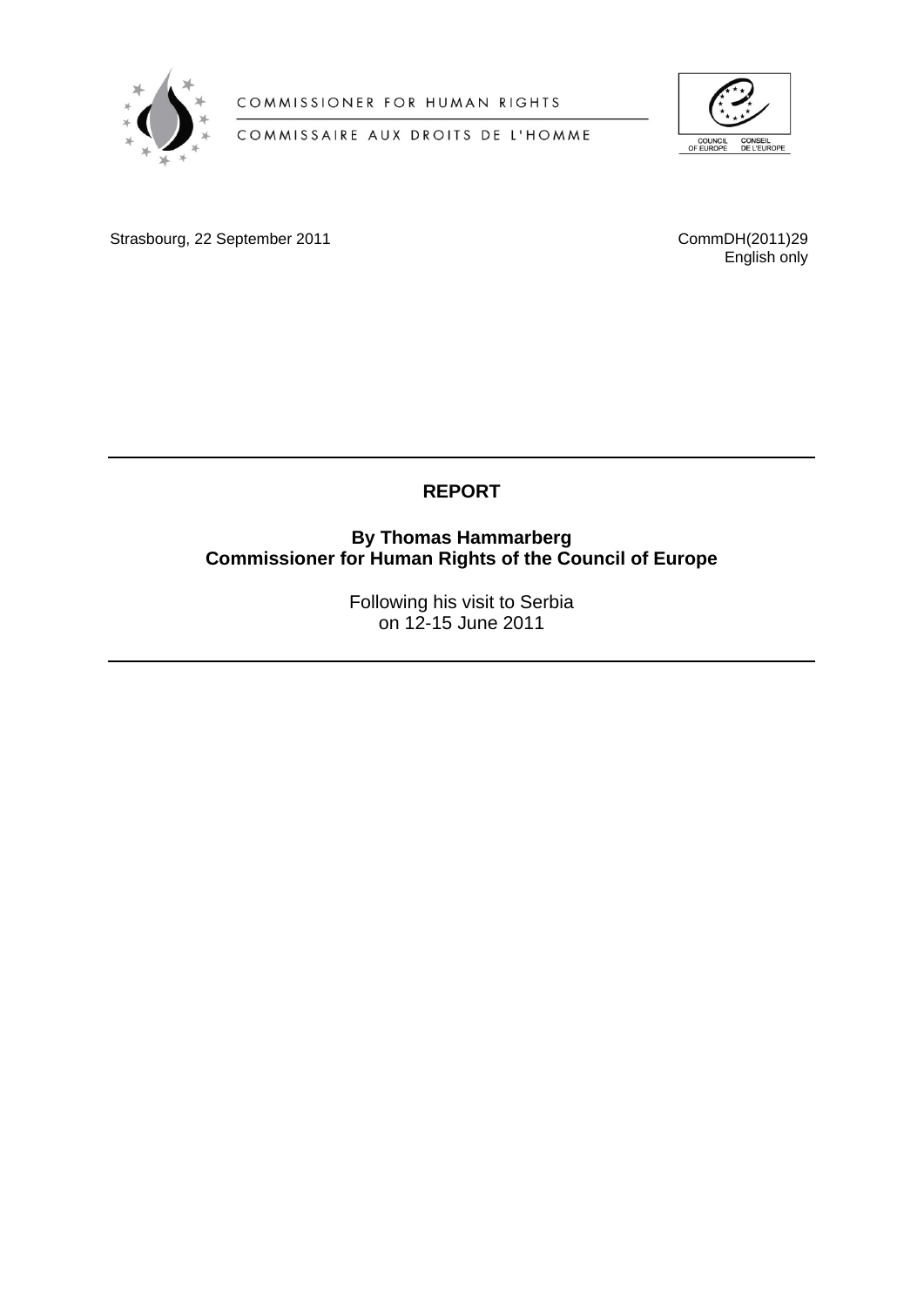COMMISSIONER FOR HUMAN RIGHTS

COMMISSAIRE AUX DROITS DE L'HOMME

COUNCIL OF EUROPE    CONSEIL DE L'EUROPE

Strasbourg, 22 September 2011

CommDH(2011)29
English only

# REPORT

**By Thomas Hammarberg**
**Commissioner for Human Rights of the Council of Europe**

Following his visit to Serbia
on 12-15 June 2011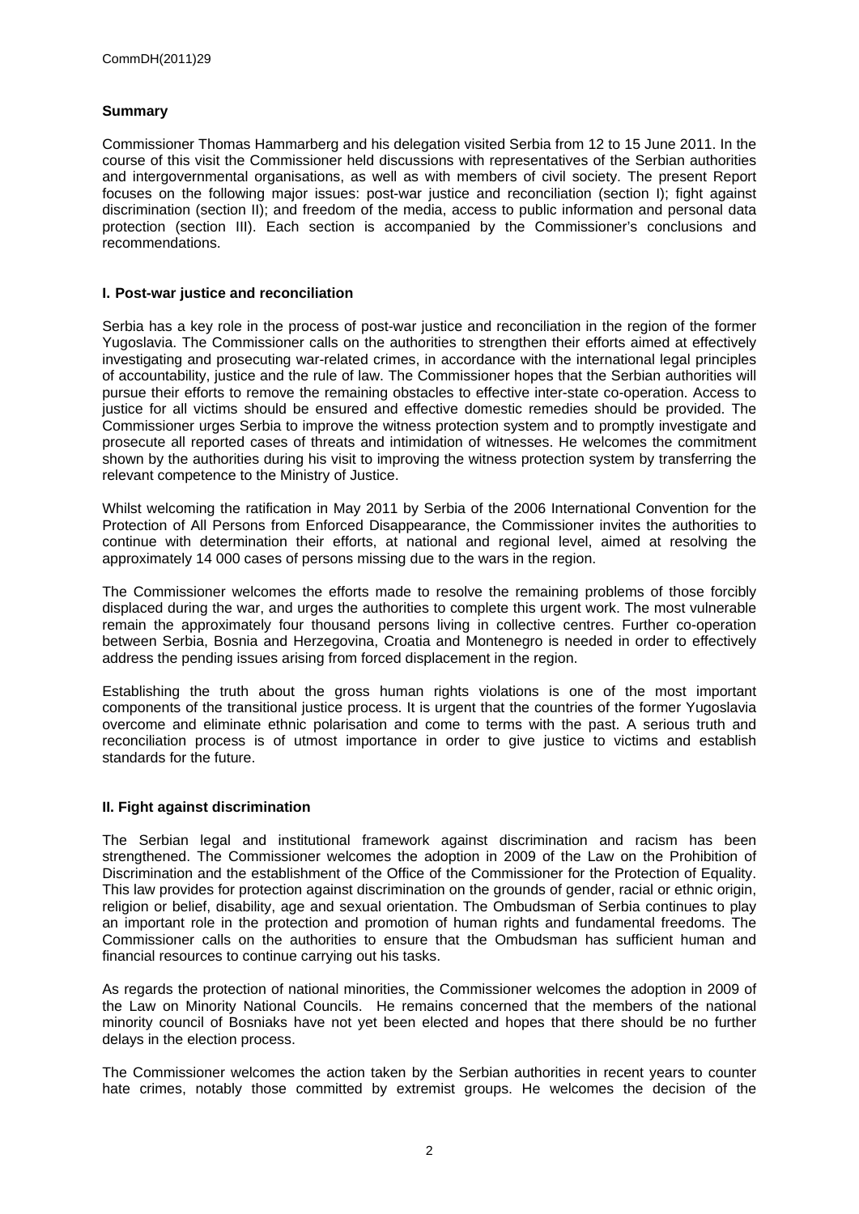**Summary**

Commissioner Thomas Hammarberg and his delegation visited Serbia from 12 to 15 June 2011. In the course of this visit the Commissioner held discussions with representatives of the Serbian authorities and intergovernmental organisations, as well as with members of civil society. The present Report focuses on the following major issues: post-war justice and reconciliation (section I); fight against discrimination (section II); and freedom of the media, access to public information and personal data protection (section III). Each section is accompanied by the Commissioner's conclusions and recommendations.

**I. Post-war justice and reconciliation**

Serbia has a key role in the process of post-war justice and reconciliation in the region of the former Yugoslavia. The Commissioner calls on the authorities to strengthen their efforts aimed at effectively investigating and prosecuting war-related crimes, in accordance with the international legal principles of accountability, justice and the rule of law. The Commissioner hopes that the Serbian authorities will pursue their efforts to remove the remaining obstacles to effective inter-state co-operation. Access to justice for all victims should be ensured and effective domestic remedies should be provided. The Commissioner urges Serbia to improve the witness protection system and to promptly investigate and prosecute all reported cases of threats and intimidation of witnesses. He welcomes the commitment shown by the authorities during his visit to improving the witness protection system by transferring the relevant competence to the Ministry of Justice.

Whilst welcoming the ratification in May 2011 by Serbia of the 2006 International Convention for the Protection of All Persons from Enforced Disappearance, the Commissioner invites the authorities to continue with determination their efforts, at national and regional level, aimed at resolving the approximately 14 000 cases of persons missing due to the wars in the region.

The Commissioner welcomes the efforts made to resolve the remaining problems of those forcibly displaced during the war, and urges the authorities to complete this urgent work. The most vulnerable remain the approximately four thousand persons living in collective centres. Further co-operation between Serbia, Bosnia and Herzegovina, Croatia and Montenegro is needed in order to effectively address the pending issues arising from forced displacement in the region.

Establishing the truth about the gross human rights violations is one of the most important components of the transitional justice process. It is urgent that the countries of the former Yugoslavia overcome and eliminate ethnic polarisation and come to terms with the past. A serious truth and reconciliation process is of utmost importance in order to give justice to victims and establish standards for the future.

**II. Fight against discrimination**

The Serbian legal and institutional framework against discrimination and racism has been strengthened. The Commissioner welcomes the adoption in 2009 of the Law on the Prohibition of Discrimination and the establishment of the Office of the Commissioner for the Protection of Equality. This law provides for protection against discrimination on the grounds of gender, racial or ethnic origin, religion or belief, disability, age and sexual orientation. The Ombudsman of Serbia continues to play an important role in the protection and promotion of human rights and fundamental freedoms. The Commissioner calls on the authorities to ensure that the Ombudsman has sufficient human and financial resources to continue carrying out his tasks.

As regards the protection of national minorities, the Commissioner welcomes the adoption in 2009 of the Law on Minority National Councils. He remains concerned that the members of the national minority council of Bosniaks have not yet been elected and hopes that there should be no further delays in the election process.

The Commissioner welcomes the action taken by the Serbian authorities in recent years to counter hate crimes, notably those committed by extremist groups. He welcomes the decision of the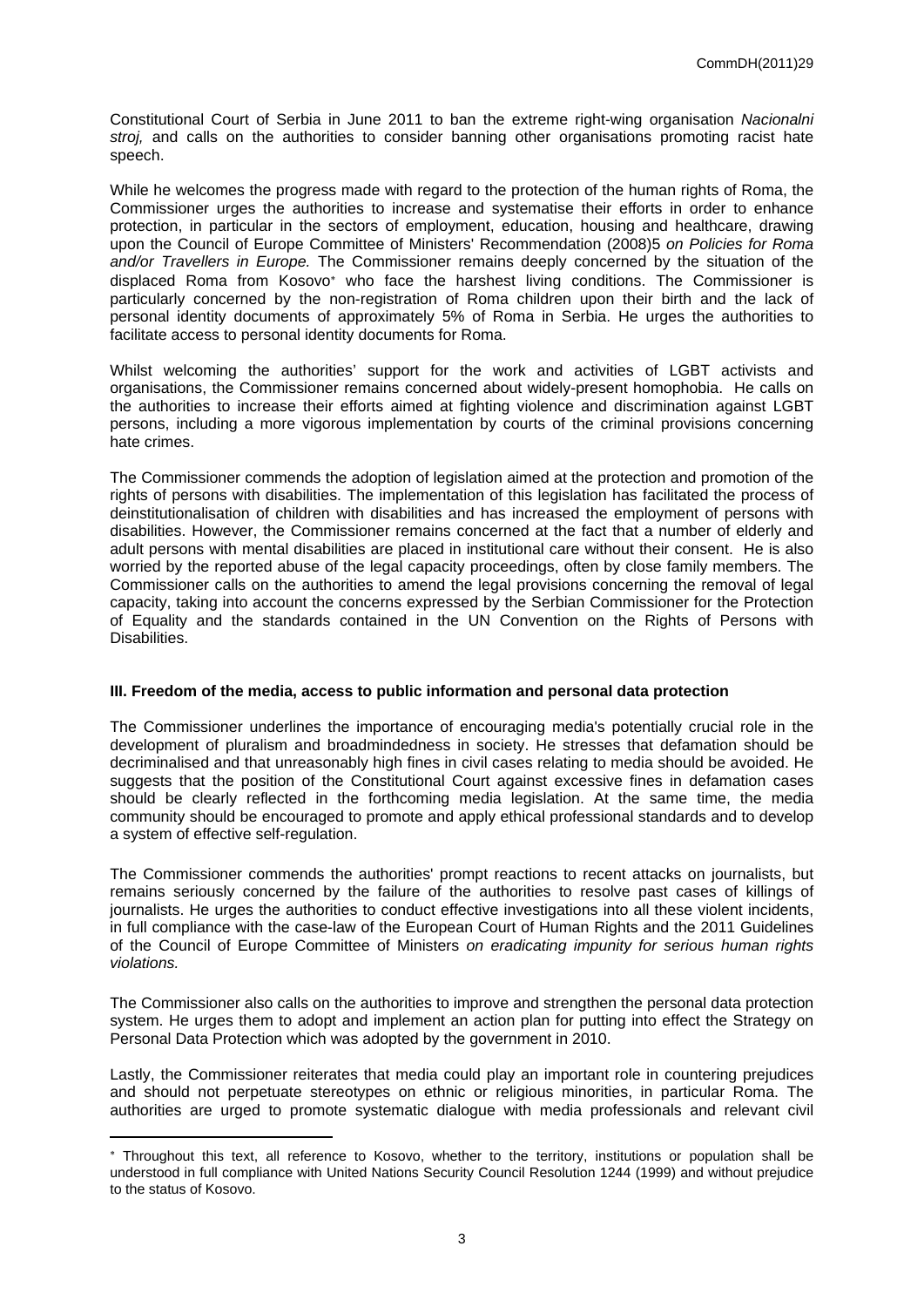Constitutional Court of Serbia in June 2011 to ban the extreme right-wing organisation *Nacionalni stroj,* and calls on the authorities to consider banning other organisations promoting racist hate speech.

While he welcomes the progress made with regard to the protection of the human rights of Roma, the Commissioner urges the authorities to increase and systematise their efforts in order to enhance protection, in particular in the sectors of employment, education, housing and healthcare, drawing upon the Council of Europe Committee of Ministers' Recommendation (2008)5 *on Policies for Roma and/or Travellers in Europe.* The Commissioner remains deeply concerned by the situation of the displaced Roma from Kosovo* who face the harshest living conditions. The Commissioner is particularly concerned by the non-registration of Roma children upon their birth and the lack of personal identity documents of approximately 5% of Roma in Serbia. He urges the authorities to facilitate access to personal identity documents for Roma.

Whilst welcoming the authorities' support for the work and activities of LGBT activists and organisations, the Commissioner remains concerned about widely-present homophobia. He calls on the authorities to increase their efforts aimed at fighting violence and discrimination against LGBT persons, including a more vigorous implementation by courts of the criminal provisions concerning hate crimes.

The Commissioner commends the adoption of legislation aimed at the protection and promotion of the rights of persons with disabilities. The implementation of this legislation has facilitated the process of deinstitutionalisation of children with disabilities and has increased the employment of persons with disabilities. However, the Commissioner remains concerned at the fact that a number of elderly and adult persons with mental disabilities are placed in institutional care without their consent. He is also worried by the reported abuse of the legal capacity proceedings, often by close family members. The Commissioner calls on the authorities to amend the legal provisions concerning the removal of legal capacity, taking into account the concerns expressed by the Serbian Commissioner for the Protection of Equality and the standards contained in the UN Convention on the Rights of Persons with Disabilities.

**III. Freedom of the media, access to public information and personal data protection**

The Commissioner underlines the importance of encouraging media's potentially crucial role in the development of pluralism and broadmindedness in society. He stresses that defamation should be decriminalised and that unreasonably high fines in civil cases relating to media should be avoided. He suggests that the position of the Constitutional Court against excessive fines in defamation cases should be clearly reflected in the forthcoming media legislation. At the same time, the media community should be encouraged to promote and apply ethical professional standards and to develop a system of effective self-regulation.

The Commissioner commends the authorities' prompt reactions to recent attacks on journalists, but remains seriously concerned by the failure of the authorities to resolve past cases of killings of journalists. He urges the authorities to conduct effective investigations into all these violent incidents, in full compliance with the case-law of the European Court of Human Rights and the 2011 Guidelines of the Council of Europe Committee of Ministers *on eradicating impunity for serious human rights violations.*

The Commissioner also calls on the authorities to improve and strengthen the personal data protection system. He urges them to adopt and implement an action plan for putting into effect the Strategy on Personal Data Protection which was adopted by the government in 2010.

Lastly, the Commissioner reiterates that media could play an important role in countering prejudices and should not perpetuate stereotypes on ethnic or religious minorities, in particular Roma. The authorities are urged to promote systematic dialogue with media professionals and relevant civil

---

* Throughout this text, all reference to Kosovo, whether to the territory, institutions or population shall be understood in full compliance with United Nations Security Council Resolution 1244 (1999) and without prejudice to the status of Kosovo.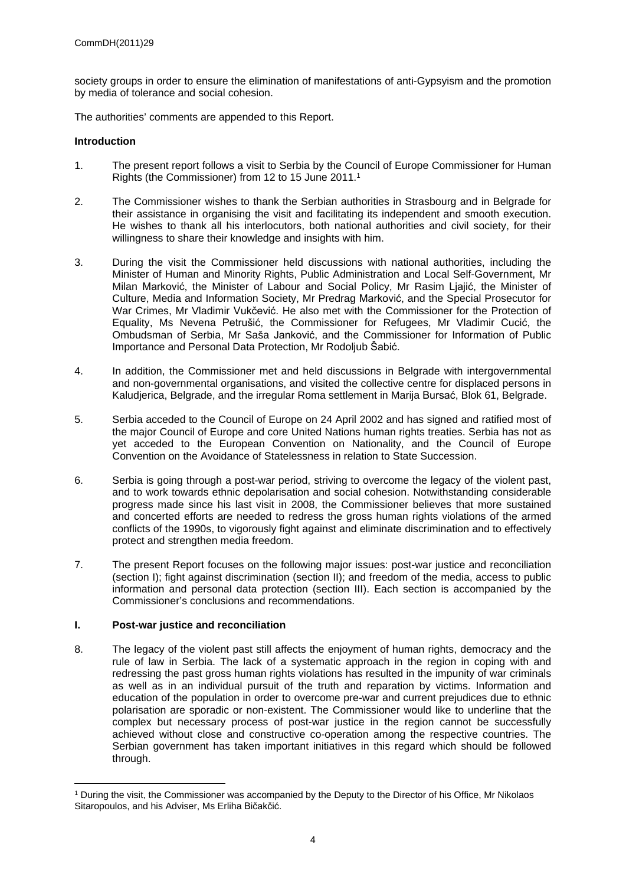society groups in order to ensure the elimination of manifestations of anti-Gypsyism and the promotion by media of tolerance and social cohesion.

The authorities' comments are appended to this Report.

## Introduction

1. The present report follows a visit to Serbia by the Council of Europe Commissioner for Human Rights (the Commissioner) from 12 to 15 June 2011.[1]

2. The Commissioner wishes to thank the Serbian authorities in Strasbourg and in Belgrade for their assistance in organising the visit and facilitating its independent and smooth execution. He wishes to thank all his interlocutors, both national authorities and civil society, for their willingness to share their knowledge and insights with him.

3. During the visit the Commissioner held discussions with national authorities, including the Minister of Human and Minority Rights, Public Administration and Local Self-Government, Mr Milan Marković, the Minister of Labour and Social Policy, Mr Rasim Ljajić, the Minister of Culture, Media and Information Society, Mr Predrag Marković, and the Special Prosecutor for War Crimes, Mr Vladimir Vukčević. He also met with the Commissioner for the Protection of Equality, Ms Nevena Petrušić, the Commissioner for Refugees, Mr Vladimir Cucić, the Ombudsman of Serbia, Mr Saša Janković, and the Commissioner for Information of Public Importance and Personal Data Protection, Mr Rodoljub Šabić.

4. In addition, the Commissioner met and held discussions in Belgrade with intergovernmental and non-governmental organisations, and visited the collective centre for displaced persons in Kaludjerica, Belgrade, and the irregular Roma settlement in Marija Bursać, Blok 61, Belgrade.

5. Serbia acceded to the Council of Europe on 24 April 2002 and has signed and ratified most of the major Council of Europe and core United Nations human rights treaties. Serbia has not as yet acceded to the European Convention on Nationality, and the Council of Europe Convention on the Avoidance of Statelessness in relation to State Succession.

6. Serbia is going through a post-war period, striving to overcome the legacy of the violent past, and to work towards ethnic depolarisation and social cohesion. Notwithstanding considerable progress made since his last visit in 2008, the Commissioner believes that more sustained and concerted efforts are needed to redress the gross human rights violations of the armed conflicts of the 1990s, to vigorously fight against and eliminate discrimination and to effectively protect and strengthen media freedom.

7. The present Report focuses on the following major issues: post-war justice and reconciliation (section I); fight against discrimination (section II); and freedom of the media, access to public information and personal data protection (section III). Each section is accompanied by the Commissioner's conclusions and recommendations.

## I. Post-war justice and reconciliation

8. The legacy of the violent past still affects the enjoyment of human rights, democracy and the rule of law in Serbia. The lack of a systematic approach in the region in coping with and redressing the past gross human rights violations has resulted in the impunity of war criminals as well as in an individual pursuit of the truth and reparation by victims. Information and education of the population in order to overcome pre-war and current prejudices due to ethnic polarisation are sporadic or non-existent. The Commissioner would like to underline that the complex but necessary process of post-war justice in the region cannot be successfully achieved without close and constructive co-operation among the respective countries. The Serbian government has taken important initiatives in this regard which should be followed through.

[1] During the visit, the Commissioner was accompanied by the Deputy to the Director of his Office, Mr Nikolaos Sitaropoulos, and his Adviser, Ms Erliha Bičakčić.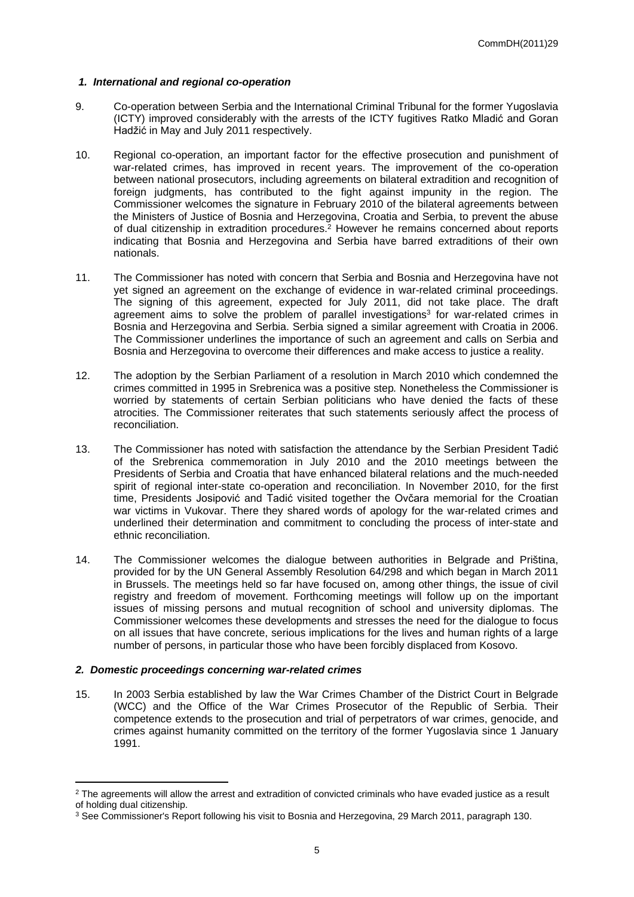### *1. International and regional co-operation*

9. Co-operation between Serbia and the International Criminal Tribunal for the former Yugoslavia (ICTY) improved considerably with the arrests of the ICTY fugitives Ratko Mladić and Goran Hadžić in May and July 2011 respectively.

10. Regional co-operation, an important factor for the effective prosecution and punishment of war-related crimes, has improved in recent years. The improvement of the co-operation between national prosecutors, including agreements on bilateral extradition and recognition of foreign judgments, has contributed to the fight against impunity in the region. The Commissioner welcomes the signature in February 2010 of the bilateral agreements between the Ministers of Justice of Bosnia and Herzegovina, Croatia and Serbia, to prevent the abuse of dual citizenship in extradition procedures.[2] However he remains concerned about reports indicating that Bosnia and Herzegovina and Serbia have barred extraditions of their own nationals.

11. The Commissioner has noted with concern that Serbia and Bosnia and Herzegovina have not yet signed an agreement on the exchange of evidence in war-related criminal proceedings. The signing of this agreement, expected for July 2011, did not take place. The draft agreement aims to solve the problem of parallel investigations[3] for war-related crimes in Bosnia and Herzegovina and Serbia. Serbia signed a similar agreement with Croatia in 2006. The Commissioner underlines the importance of such an agreement and calls on Serbia and Bosnia and Herzegovina to overcome their differences and make access to justice a reality.

12. The adoption by the Serbian Parliament of a resolution in March 2010 which condemned the crimes committed in 1995 in Srebrenica was a positive step. Nonetheless the Commissioner is worried by statements of certain Serbian politicians who have denied the facts of these atrocities. The Commissioner reiterates that such statements seriously affect the process of reconciliation.

13. The Commissioner has noted with satisfaction the attendance by the Serbian President Tadić of the Srebrenica commemoration in July 2010 and the 2010 meetings between the Presidents of Serbia and Croatia that have enhanced bilateral relations and the much-needed spirit of regional inter-state co-operation and reconciliation. In November 2010, for the first time, Presidents Josipović and Tadić visited together the Ovčara memorial for the Croatian war victims in Vukovar. There they shared words of apology for the war-related crimes and underlined their determination and commitment to concluding the process of inter-state and ethnic reconciliation.

14. The Commissioner welcomes the dialogue between authorities in Belgrade and Priština, provided for by the UN General Assembly Resolution 64/298 and which began in March 2011 in Brussels. The meetings held so far have focused on, among other things, the issue of civil registry and freedom of movement. Forthcoming meetings will follow up on the important issues of missing persons and mutual recognition of school and university diplomas. The Commissioner welcomes these developments and stresses the need for the dialogue to focus on all issues that have concrete, serious implications for the lives and human rights of a large number of persons, in particular those who have been forcibly displaced from Kosovo.

### *2. Domestic proceedings concerning war-related crimes*

15. In 2003 Serbia established by law the War Crimes Chamber of the District Court in Belgrade (WCC) and the Office of the War Crimes Prosecutor of the Republic of Serbia. Their competence extends to the prosecution and trial of perpetrators of war crimes, genocide, and crimes against humanity committed on the territory of the former Yugoslavia since 1 January 1991.

---

[2] The agreements will allow the arrest and extradition of convicted criminals who have evaded justice as a result of holding dual citizenship.

[3] See Commissioner's Report following his visit to Bosnia and Herzegovina, 29 March 2011, paragraph 130.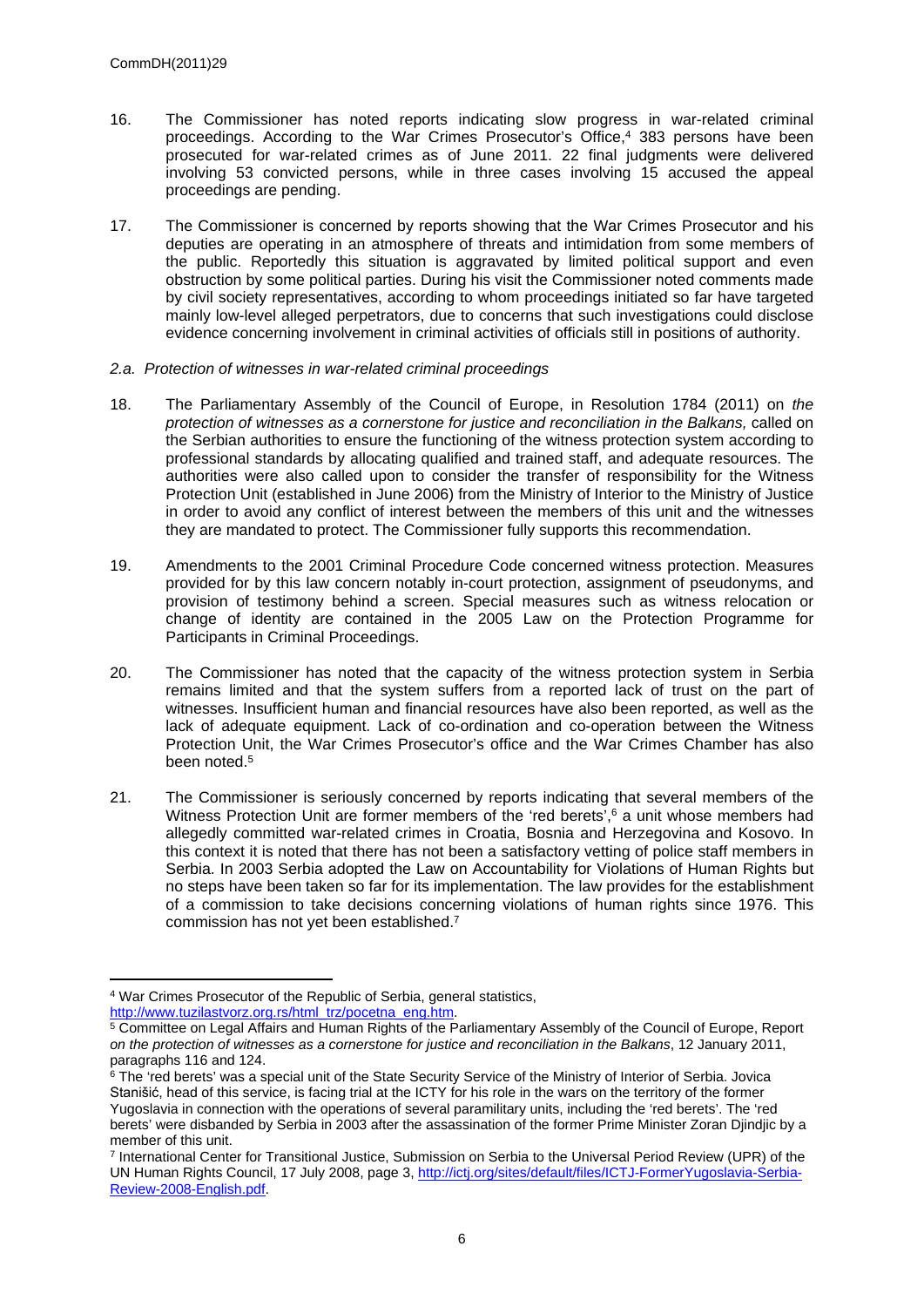16. The Commissioner has noted reports indicating slow progress in war-related criminal proceedings. According to the War Crimes Prosecutor's Office,[4] 383 persons have been prosecuted for war-related crimes as of June 2011. 22 final judgments were delivered involving 53 convicted persons, while in three cases involving 15 accused the appeal proceedings are pending.

17. The Commissioner is concerned by reports showing that the War Crimes Prosecutor and his deputies are operating in an atmosphere of threats and intimidation from some members of the public. Reportedly this situation is aggravated by limited political support and even obstruction by some political parties. During his visit the Commissioner noted comments made by civil society representatives, according to whom proceedings initiated so far have targeted mainly low-level alleged perpetrators, due to concerns that such investigations could disclose evidence concerning involvement in criminal activities of officials still in positions of authority.

*2.a. Protection of witnesses in war-related criminal proceedings*

18. The Parliamentary Assembly of the Council of Europe, in Resolution 1784 (2011) on *the protection of witnesses as a cornerstone for justice and reconciliation in the Balkans,* called on the Serbian authorities to ensure the functioning of the witness protection system according to professional standards by allocating qualified and trained staff, and adequate resources. The authorities were also called upon to consider the transfer of responsibility for the Witness Protection Unit (established in June 2006) from the Ministry of Interior to the Ministry of Justice in order to avoid any conflict of interest between the members of this unit and the witnesses they are mandated to protect. The Commissioner fully supports this recommendation.

19. Amendments to the 2001 Criminal Procedure Code concerned witness protection. Measures provided for by this law concern notably in-court protection, assignment of pseudonyms, and provision of testimony behind a screen. Special measures such as witness relocation or change of identity are contained in the 2005 Law on the Protection Programme for Participants in Criminal Proceedings.

20. The Commissioner has noted that the capacity of the witness protection system in Serbia remains limited and that the system suffers from a reported lack of trust on the part of witnesses. Insufficient human and financial resources have also been reported, as well as the lack of adequate equipment. Lack of co-ordination and co-operation between the Witness Protection Unit, the War Crimes Prosecutor's office and the War Crimes Chamber has also been noted.[5]

21. The Commissioner is seriously concerned by reports indicating that several members of the Witness Protection Unit are former members of the 'red berets',[6] a unit whose members had allegedly committed war-related crimes in Croatia, Bosnia and Herzegovina and Kosovo. In this context it is noted that there has not been a satisfactory vetting of police staff members in Serbia. In 2003 Serbia adopted the Law on Accountability for Violations of Human Rights but no steps have been taken so far for its implementation. The law provides for the establishment of a commission to take decisions concerning violations of human rights since 1976. This commission has not yet been established.[7]

---

[4] War Crimes Prosecutor of the Republic of Serbia, general statistics, http://www.tuzilastvorz.org.rs/html_trz/pocetna_eng.htm.

[5] Committee on Legal Affairs and Human Rights of the Parliamentary Assembly of the Council of Europe, Report *on the protection of witnesses as a cornerstone for justice and reconciliation in the Balkans*, 12 January 2011, paragraphs 116 and 124.

[6] The 'red berets' was a special unit of the State Security Service of the Ministry of Interior of Serbia. Jovica Stanišić, head of this service, is facing trial at the ICTY for his role in the wars on the territory of the former Yugoslavia in connection with the operations of several paramilitary units, including the 'red berets'. The 'red berets' were disbanded by Serbia in 2003 after the assassination of the former Prime Minister Zoran Djindjic by a member of this unit.

[7] International Center for Transitional Justice, Submission on Serbia to the Universal Period Review (UPR) of the UN Human Rights Council, 17 July 2008, page 3, http://ictj.org/sites/default/files/ICTJ-FormerYugoslavia-Serbia-Review-2008-English.pdf.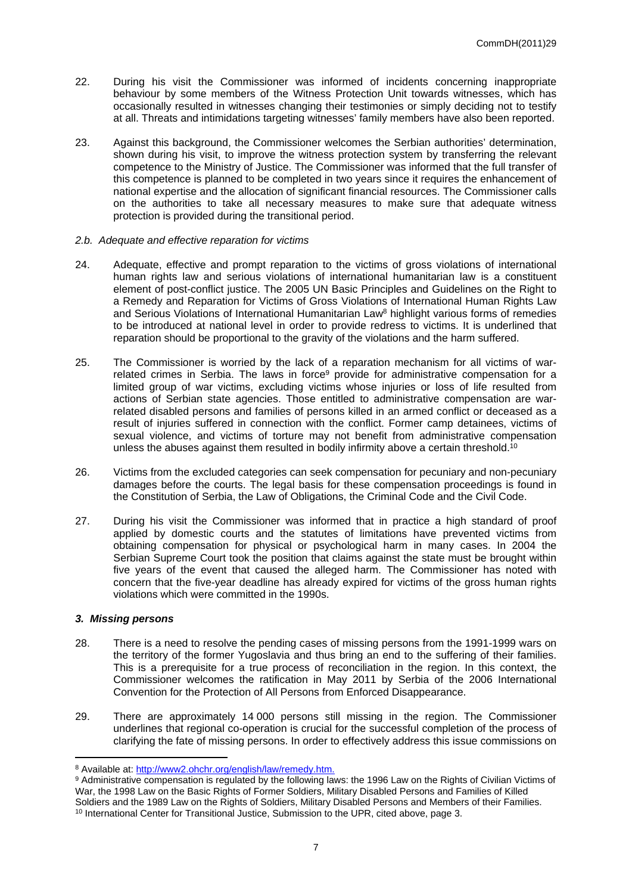22. During his visit the Commissioner was informed of incidents concerning inappropriate behaviour by some members of the Witness Protection Unit towards witnesses, which has occasionally resulted in witnesses changing their testimonies or simply deciding not to testify at all. Threats and intimidations targeting witnesses' family members have also been reported.

23. Against this background, the Commissioner welcomes the Serbian authorities' determination, shown during his visit, to improve the witness protection system by transferring the relevant competence to the Ministry of Justice. The Commissioner was informed that the full transfer of this competence is planned to be completed in two years since it requires the enhancement of national expertise and the allocation of significant financial resources. The Commissioner calls on the authorities to take all necessary measures to make sure that adequate witness protection is provided during the transitional period.

*2.b. Adequate and effective reparation for victims*

24. Adequate, effective and prompt reparation to the victims of gross violations of international human rights law and serious violations of international humanitarian law is a constituent element of post-conflict justice. The 2005 UN Basic Principles and Guidelines on the Right to a Remedy and Reparation for Victims of Gross Violations of International Human Rights Law and Serious Violations of International Humanitarian Law[8] highlight various forms of remedies to be introduced at national level in order to provide redress to victims. It is underlined that reparation should be proportional to the gravity of the violations and the harm suffered.

25. The Commissioner is worried by the lack of a reparation mechanism for all victims of war-related crimes in Serbia. The laws in force[9] provide for administrative compensation for a limited group of war victims, excluding victims whose injuries or loss of life resulted from actions of Serbian state agencies. Those entitled to administrative compensation are war-related disabled persons and families of persons killed in an armed conflict or deceased as a result of injuries suffered in connection with the conflict. Former camp detainees, victims of sexual violence, and victims of torture may not benefit from administrative compensation unless the abuses against them resulted in bodily infirmity above a certain threshold.[10]

26. Victims from the excluded categories can seek compensation for pecuniary and non-pecuniary damages before the courts. The legal basis for these compensation proceedings is found in the Constitution of Serbia, the Law of Obligations, the Criminal Code and the Civil Code.

27. During his visit the Commissioner was informed that in practice a high standard of proof applied by domestic courts and the statutes of limitations have prevented victims from obtaining compensation for physical or psychological harm in many cases. In 2004 the Serbian Supreme Court took the position that claims against the state must be brought within five years of the event that caused the alleged harm. The Commissioner has noted with concern that the five-year deadline has already expired for victims of the gross human rights violations which were committed in the 1990s.

***3. Missing persons***

28. There is a need to resolve the pending cases of missing persons from the 1991-1999 wars on the territory of the former Yugoslavia and thus bring an end to the suffering of their families. This is a prerequisite for a true process of reconciliation in the region. In this context, the Commissioner welcomes the ratification in May 2011 by Serbia of the 2006 International Convention for the Protection of All Persons from Enforced Disappearance.

29. There are approximately 14 000 persons still missing in the region. The Commissioner underlines that regional co-operation is crucial for the successful completion of the process of clarifying the fate of missing persons. In order to effectively address this issue commissions on

---

[8] Available at: http://www2.ohchr.org/english/law/remedy.htm.

[9] Administrative compensation is regulated by the following laws: the 1996 Law on the Rights of Civilian Victims of War, the 1998 Law on the Basic Rights of Former Soldiers, Military Disabled Persons and Families of Killed Soldiers and the 1989 Law on the Rights of Soldiers, Military Disabled Persons and Members of their Families.

[10] International Center for Transitional Justice, Submission to the UPR, cited above, page 3.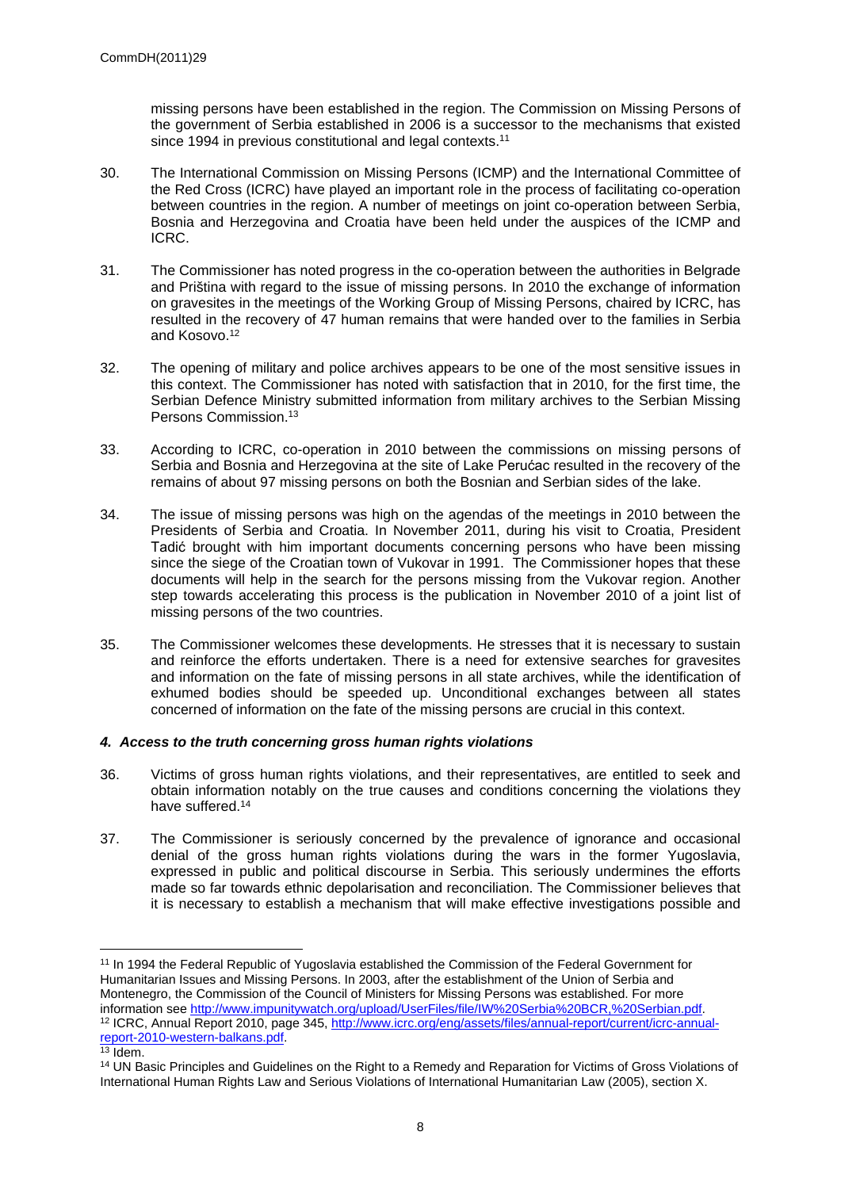missing persons have been established in the region. The Commission on Missing Persons of the government of Serbia established in 2006 is a successor to the mechanisms that existed since 1994 in previous constitutional and legal contexts.[11]

30. The International Commission on Missing Persons (ICMP) and the International Committee of the Red Cross (ICRC) have played an important role in the process of facilitating co-operation between countries in the region. A number of meetings on joint co-operation between Serbia, Bosnia and Herzegovina and Croatia have been held under the auspices of the ICMP and ICRC.

31. The Commissioner has noted progress in the co-operation between the authorities in Belgrade and Priština with regard to the issue of missing persons. In 2010 the exchange of information on gravesites in the meetings of the Working Group of Missing Persons, chaired by ICRC, has resulted in the recovery of 47 human remains that were handed over to the families in Serbia and Kosovo.[12]

32. The opening of military and police archives appears to be one of the most sensitive issues in this context. The Commissioner has noted with satisfaction that in 2010, for the first time, the Serbian Defence Ministry submitted information from military archives to the Serbian Missing Persons Commission.[13]

33. According to ICRC, co-operation in 2010 between the commissions on missing persons of Serbia and Bosnia and Herzegovina at the site of Lake Perućac resulted in the recovery of the remains of about 97 missing persons on both the Bosnian and Serbian sides of the lake.

34. The issue of missing persons was high on the agendas of the meetings in 2010 between the Presidents of Serbia and Croatia. In November 2011, during his visit to Croatia, President Tadić brought with him important documents concerning persons who have been missing since the siege of the Croatian town of Vukovar in 1991. The Commissioner hopes that these documents will help in the search for the persons missing from the Vukovar region. Another step towards accelerating this process is the publication in November 2010 of a joint list of missing persons of the two countries.

35. The Commissioner welcomes these developments. He stresses that it is necessary to sustain and reinforce the efforts undertaken. There is a need for extensive searches for gravesites and information on the fate of missing persons in all state archives, while the identification of exhumed bodies should be speeded up. Unconditional exchanges between all states concerned of information on the fate of the missing persons are crucial in this context.

### *4. Access to the truth concerning gross human rights violations*

36. Victims of gross human rights violations, and their representatives, are entitled to seek and obtain information notably on the true causes and conditions concerning the violations they have suffered.[14]

37. The Commissioner is seriously concerned by the prevalence of ignorance and occasional denial of the gross human rights violations during the wars in the former Yugoslavia, expressed in public and political discourse in Serbia. This seriously undermines the efforts made so far towards ethnic depolarisation and reconciliation. The Commissioner believes that it is necessary to establish a mechanism that will make effective investigations possible and

---

[11] In 1994 the Federal Republic of Yugoslavia established the Commission of the Federal Government for Humanitarian Issues and Missing Persons. In 2003, after the establishment of the Union of Serbia and Montenegro, the Commission of the Council of Ministers for Missing Persons was established. For more information see http://www.impunitywatch.org/upload/UserFiles/file/IW%20Serbia%20BCR,%20Serbian.pdf.

[12] ICRC, Annual Report 2010, page 345, http://www.icrc.org/eng/assets/files/annual-report/current/icrc-annual-report-2010-western-balkans.pdf.

[13] Idem.

[14] UN Basic Principles and Guidelines on the Right to a Remedy and Reparation for Victims of Gross Violations of International Human Rights Law and Serious Violations of International Humanitarian Law (2005), section X.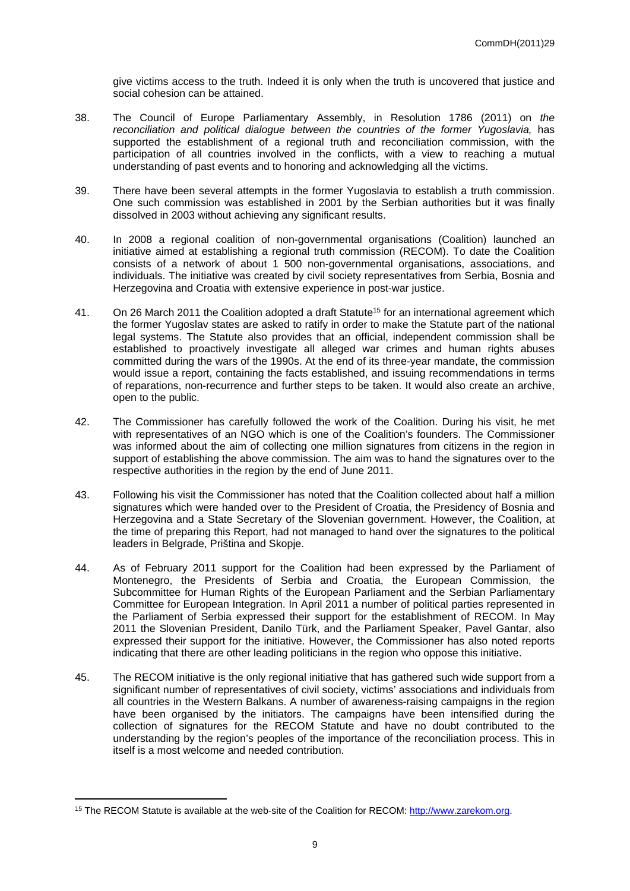give victims access to the truth. Indeed it is only when the truth is uncovered that justice and social cohesion can be attained.

38. The Council of Europe Parliamentary Assembly, in Resolution 1786 (2011) on *the reconciliation and political dialogue between the countries of the former Yugoslavia,* has supported the establishment of a regional truth and reconciliation commission, with the participation of all countries involved in the conflicts, with a view to reaching a mutual understanding of past events and to honoring and acknowledging all the victims.

39. There have been several attempts in the former Yugoslavia to establish a truth commission. One such commission was established in 2001 by the Serbian authorities but it was finally dissolved in 2003 without achieving any significant results.

40. In 2008 a regional coalition of non-governmental organisations (Coalition) launched an initiative aimed at establishing a regional truth commission (RECOM). To date the Coalition consists of a network of about 1 500 non-governmental organisations, associations, and individuals. The initiative was created by civil society representatives from Serbia, Bosnia and Herzegovina and Croatia with extensive experience in post-war justice.

41. On 26 March 2011 the Coalition adopted a draft Statute[15] for an international agreement which the former Yugoslav states are asked to ratify in order to make the Statute part of the national legal systems. The Statute also provides that an official, independent commission shall be established to proactively investigate all alleged war crimes and human rights abuses committed during the wars of the 1990s. At the end of its three-year mandate, the commission would issue a report, containing the facts established, and issuing recommendations in terms of reparations, non-recurrence and further steps to be taken. It would also create an archive, open to the public.

42. The Commissioner has carefully followed the work of the Coalition. During his visit, he met with representatives of an NGO which is one of the Coalition's founders. The Commissioner was informed about the aim of collecting one million signatures from citizens in the region in support of establishing the above commission. The aim was to hand the signatures over to the respective authorities in the region by the end of June 2011.

43. Following his visit the Commissioner has noted that the Coalition collected about half a million signatures which were handed over to the President of Croatia, the Presidency of Bosnia and Herzegovina and a State Secretary of the Slovenian government. However, the Coalition, at the time of preparing this Report, had not managed to hand over the signatures to the political leaders in Belgrade, Priština and Skopje.

44. As of February 2011 support for the Coalition had been expressed by the Parliament of Montenegro, the Presidents of Serbia and Croatia, the European Commission, the Subcommittee for Human Rights of the European Parliament and the Serbian Parliamentary Committee for European Integration. In April 2011 a number of political parties represented in the Parliament of Serbia expressed their support for the establishment of RECOM. In May 2011 the Slovenian President, Danilo Türk, and the Parliament Speaker, Pavel Gantar, also expressed their support for the initiative. However, the Commissioner has also noted reports indicating that there are other leading politicians in the region who oppose this initiative.

45. The RECOM initiative is the only regional initiative that has gathered such wide support from a significant number of representatives of civil society, victims' associations and individuals from all countries in the Western Balkans. A number of awareness-raising campaigns in the region have been organised by the initiators. The campaigns have been intensified during the collection of signatures for the RECOM Statute and have no doubt contributed to the understanding by the region's peoples of the importance of the reconciliation process. This in itself is a most welcome and needed contribution.

---

[15] The RECOM Statute is available at the web-site of the Coalition for RECOM: http://www.zarekom.org.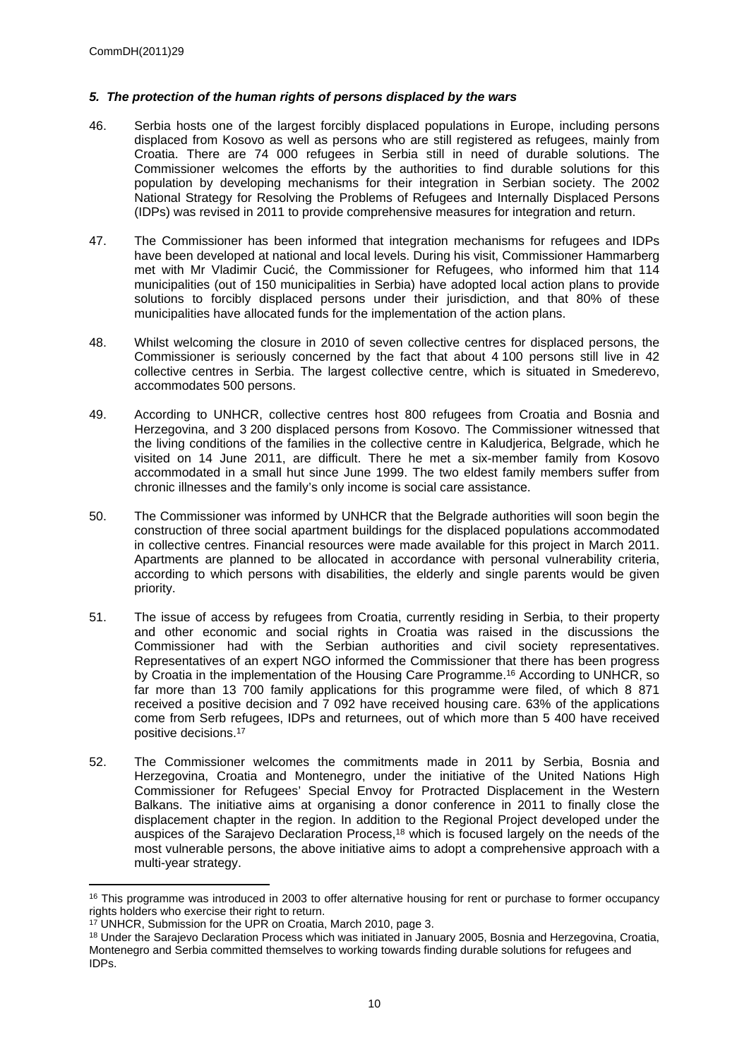### *5. The protection of the human rights of persons displaced by the wars*

46. Serbia hosts one of the largest forcibly displaced populations in Europe, including persons displaced from Kosovo as well as persons who are still registered as refugees, mainly from Croatia. There are 74 000 refugees in Serbia still in need of durable solutions. The Commissioner welcomes the efforts by the authorities to find durable solutions for this population by developing mechanisms for their integration in Serbian society. The 2002 National Strategy for Resolving the Problems of Refugees and Internally Displaced Persons (IDPs) was revised in 2011 to provide comprehensive measures for integration and return.

47. The Commissioner has been informed that integration mechanisms for refugees and IDPs have been developed at national and local levels. During his visit, Commissioner Hammarberg met with Mr Vladimir Cucić, the Commissioner for Refugees, who informed him that 114 municipalities (out of 150 municipalities in Serbia) have adopted local action plans to provide solutions to forcibly displaced persons under their jurisdiction, and that 80% of these municipalities have allocated funds for the implementation of the action plans.

48. Whilst welcoming the closure in 2010 of seven collective centres for displaced persons, the Commissioner is seriously concerned by the fact that about 4 100 persons still live in 42 collective centres in Serbia. The largest collective centre, which is situated in Smederevo, accommodates 500 persons.

49. According to UNHCR, collective centres host 800 refugees from Croatia and Bosnia and Herzegovina, and 3 200 displaced persons from Kosovo. The Commissioner witnessed that the living conditions of the families in the collective centre in Kaludjerica, Belgrade, which he visited on 14 June 2011, are difficult. There he met a six-member family from Kosovo accommodated in a small hut since June 1999. The two eldest family members suffer from chronic illnesses and the family's only income is social care assistance.

50. The Commissioner was informed by UNHCR that the Belgrade authorities will soon begin the construction of three social apartment buildings for the displaced populations accommodated in collective centres. Financial resources were made available for this project in March 2011. Apartments are planned to be allocated in accordance with personal vulnerability criteria, according to which persons with disabilities, the elderly and single parents would be given priority.

51. The issue of access by refugees from Croatia, currently residing in Serbia, to their property and other economic and social rights in Croatia was raised in the discussions the Commissioner had with the Serbian authorities and civil society representatives. Representatives of an expert NGO informed the Commissioner that there has been progress by Croatia in the implementation of the Housing Care Programme.[16] According to UNHCR, so far more than 13 700 family applications for this programme were filed, of which 8 871 received a positive decision and 7 092 have received housing care. 63% of the applications come from Serb refugees, IDPs and returnees, out of which more than 5 400 have received positive decisions.[17]

52. The Commissioner welcomes the commitments made in 2011 by Serbia, Bosnia and Herzegovina, Croatia and Montenegro, under the initiative of the United Nations High Commissioner for Refugees' Special Envoy for Protracted Displacement in the Western Balkans. The initiative aims at organising a donor conference in 2011 to finally close the displacement chapter in the region. In addition to the Regional Project developed under the auspices of the Sarajevo Declaration Process,[18] which is focused largely on the needs of the most vulnerable persons, the above initiative aims to adopt a comprehensive approach with a multi-year strategy.

---

[16] This programme was introduced in 2003 to offer alternative housing for rent or purchase to former occupancy rights holders who exercise their right to return.

[17] UNHCR, Submission for the UPR on Croatia, March 2010, page 3.

[18] Under the Sarajevo Declaration Process which was initiated in January 2005, Bosnia and Herzegovina, Croatia, Montenegro and Serbia committed themselves to working towards finding durable solutions for refugees and IDPs.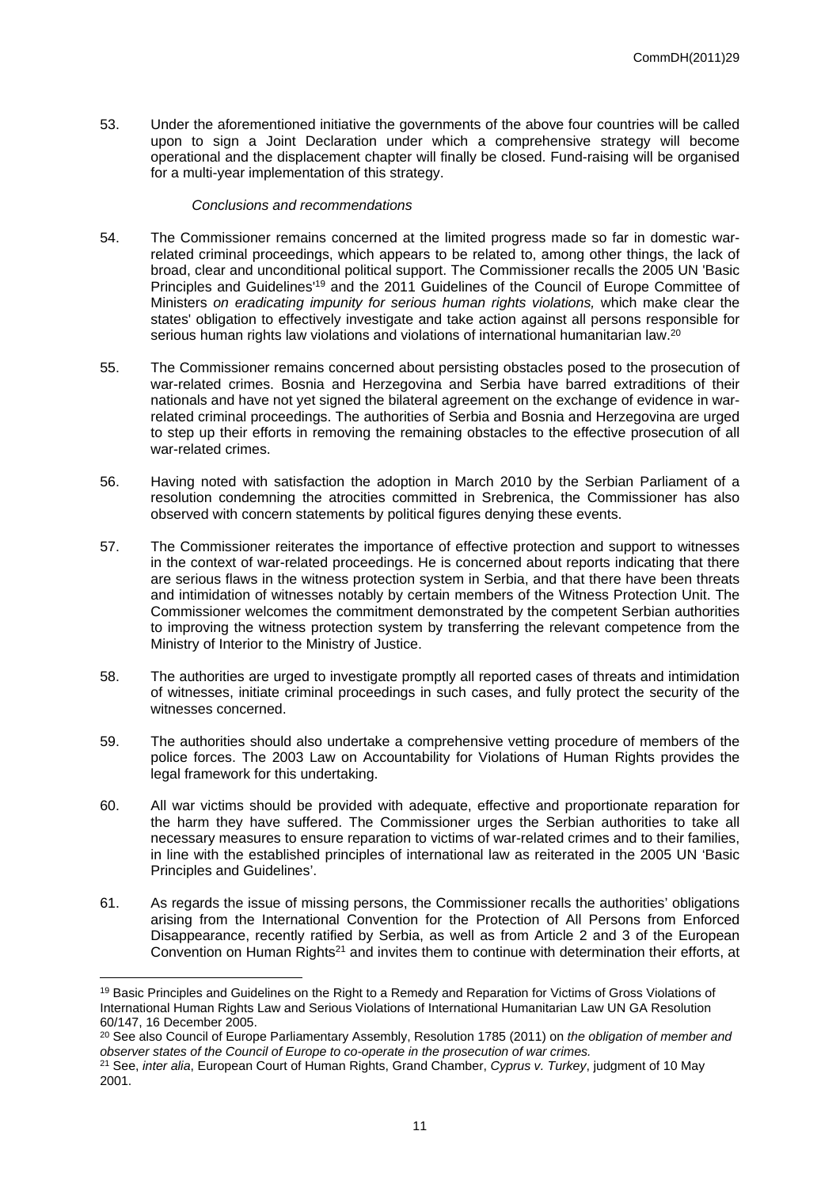53. Under the aforementioned initiative the governments of the above four countries will be called upon to sign a Joint Declaration under which a comprehensive strategy will become operational and the displacement chapter will finally be closed. Fund-raising will be organised for a multi-year implementation of this strategy.

*Conclusions and recommendations*

54. The Commissioner remains concerned at the limited progress made so far in domestic war-related criminal proceedings, which appears to be related to, among other things, the lack of broad, clear and unconditional political support. The Commissioner recalls the 2005 UN 'Basic Principles and Guidelines'[19] and the 2011 Guidelines of the Council of Europe Committee of Ministers *on eradicating impunity for serious human rights violations,* which make clear the states' obligation to effectively investigate and take action against all persons responsible for serious human rights law violations and violations of international humanitarian law.[20]

55. The Commissioner remains concerned about persisting obstacles posed to the prosecution of war-related crimes. Bosnia and Herzegovina and Serbia have barred extraditions of their nationals and have not yet signed the bilateral agreement on the exchange of evidence in war-related criminal proceedings. The authorities of Serbia and Bosnia and Herzegovina are urged to step up their efforts in removing the remaining obstacles to the effective prosecution of all war-related crimes.

56. Having noted with satisfaction the adoption in March 2010 by the Serbian Parliament of a resolution condemning the atrocities committed in Srebrenica, the Commissioner has also observed with concern statements by political figures denying these events.

57. The Commissioner reiterates the importance of effective protection and support to witnesses in the context of war-related proceedings. He is concerned about reports indicating that there are serious flaws in the witness protection system in Serbia, and that there have been threats and intimidation of witnesses notably by certain members of the Witness Protection Unit. The Commissioner welcomes the commitment demonstrated by the competent Serbian authorities to improving the witness protection system by transferring the relevant competence from the Ministry of Interior to the Ministry of Justice.

58. The authorities are urged to investigate promptly all reported cases of threats and intimidation of witnesses, initiate criminal proceedings in such cases, and fully protect the security of the witnesses concerned.

59. The authorities should also undertake a comprehensive vetting procedure of members of the police forces. The 2003 Law on Accountability for Violations of Human Rights provides the legal framework for this undertaking.

60. All war victims should be provided with adequate, effective and proportionate reparation for the harm they have suffered. The Commissioner urges the Serbian authorities to take all necessary measures to ensure reparation to victims of war-related crimes and to their families, in line with the established principles of international law as reiterated in the 2005 UN 'Basic Principles and Guidelines'.

61. As regards the issue of missing persons, the Commissioner recalls the authorities' obligations arising from the International Convention for the Protection of All Persons from Enforced Disappearance, recently ratified by Serbia, as well as from Article 2 and 3 of the European Convention on Human Rights[21] and invites them to continue with determination their efforts, at

---

[19] Basic Principles and Guidelines on the Right to a Remedy and Reparation for Victims of Gross Violations of International Human Rights Law and Serious Violations of International Humanitarian Law UN GA Resolution 60/147, 16 December 2005.

[20] See also Council of Europe Parliamentary Assembly, Resolution 1785 (2011) on *the obligation of member and observer states of the Council of Europe to co-operate in the prosecution of war crimes.*

[21] See, *inter alia*, European Court of Human Rights, Grand Chamber, *Cyprus v. Turkey*, judgment of 10 May 2001.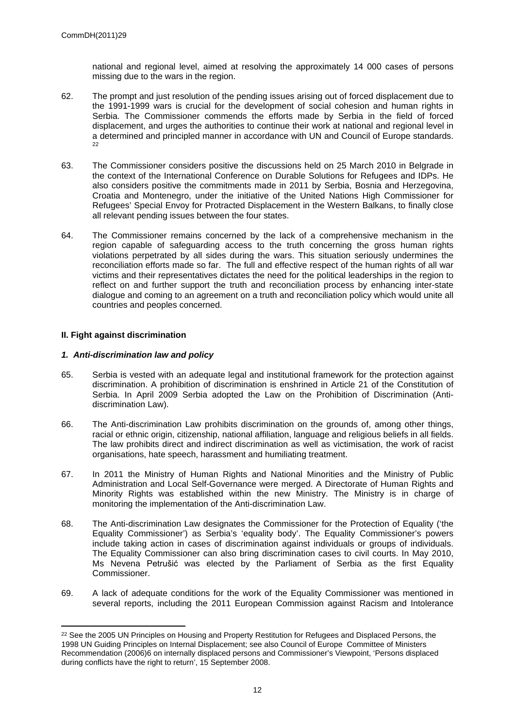national and regional level, aimed at resolving the approximately 14 000 cases of persons missing due to the wars in the region.

62. The prompt and just resolution of the pending issues arising out of forced displacement due to the 1991-1999 wars is crucial for the development of social cohesion and human rights in Serbia. The Commissioner commends the efforts made by Serbia in the field of forced displacement, and urges the authorities to continue their work at national and regional level in a determined and principled manner in accordance with UN and Council of Europe standards.[22]

63. The Commissioner considers positive the discussions held on 25 March 2010 in Belgrade in the context of the International Conference on Durable Solutions for Refugees and IDPs. He also considers positive the commitments made in 2011 by Serbia, Bosnia and Herzegovina, Croatia and Montenegro, under the initiative of the United Nations High Commissioner for Refugees' Special Envoy for Protracted Displacement in the Western Balkans, to finally close all relevant pending issues between the four states.

64. The Commissioner remains concerned by the lack of a comprehensive mechanism in the region capable of safeguarding access to the truth concerning the gross human rights violations perpetrated by all sides during the wars. This situation seriously undermines the reconciliation efforts made so far. The full and effective respect of the human rights of all war victims and their representatives dictates the need for the political leaderships in the region to reflect on and further support the truth and reconciliation process by enhancing inter-state dialogue and coming to an agreement on a truth and reconciliation policy which would unite all countries and peoples concerned.

## II. Fight against discrimination

### *1. Anti-discrimination law and policy*

65. Serbia is vested with an adequate legal and institutional framework for the protection against discrimination. A prohibition of discrimination is enshrined in Article 21 of the Constitution of Serbia. In April 2009 Serbia adopted the Law on the Prohibition of Discrimination (Anti-discrimination Law).

66. The Anti-discrimination Law prohibits discrimination on the grounds of, among other things, racial or ethnic origin, citizenship, national affiliation, language and religious beliefs in all fields. The law prohibits direct and indirect discrimination as well as victimisation, the work of racist organisations, hate speech, harassment and humiliating treatment.

67. In 2011 the Ministry of Human Rights and National Minorities and the Ministry of Public Administration and Local Self-Governance were merged. A Directorate of Human Rights and Minority Rights was established within the new Ministry. The Ministry is in charge of monitoring the implementation of the Anti-discrimination Law.

68. The Anti-discrimination Law designates the Commissioner for the Protection of Equality ('the Equality Commissioner') as Serbia's 'equality body'. The Equality Commissioner's powers include taking action in cases of discrimination against individuals or groups of individuals. The Equality Commissioner can also bring discrimination cases to civil courts. In May 2010, Ms Nevena Petrušić was elected by the Parliament of Serbia as the first Equality Commissioner.

69. A lack of adequate conditions for the work of the Equality Commissioner was mentioned in several reports, including the 2011 European Commission against Racism and Intolerance

[22] See the 2005 UN Principles on Housing and Property Restitution for Refugees and Displaced Persons, the 1998 UN Guiding Principles on Internal Displacement; see also Council of Europe Committee of Ministers Recommendation (2006)6 on internally displaced persons and Commissioner's Viewpoint, 'Persons displaced during conflicts have the right to return', 15 September 2008.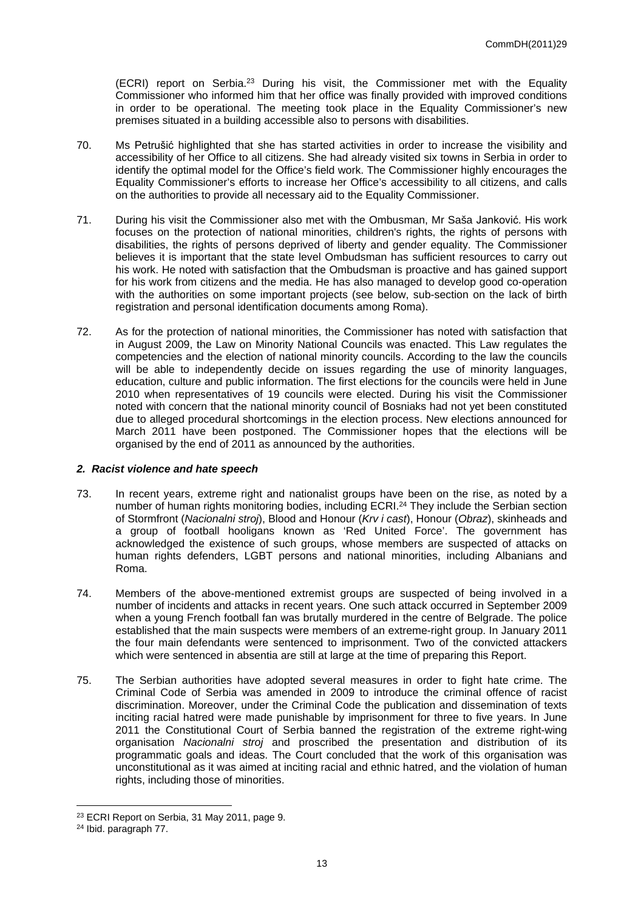(ECRI) report on Serbia.[23] During his visit, the Commissioner met with the Equality Commissioner who informed him that her office was finally provided with improved conditions in order to be operational. The meeting took place in the Equality Commissioner's new premises situated in a building accessible also to persons with disabilities.

70. Ms Petrušić highlighted that she has started activities in order to increase the visibility and accessibility of her Office to all citizens. She had already visited six towns in Serbia in order to identify the optimal model for the Office's field work. The Commissioner highly encourages the Equality Commissioner's efforts to increase her Office's accessibility to all citizens, and calls on the authorities to provide all necessary aid to the Equality Commissioner.

71. During his visit the Commissioner also met with the Ombusman, Mr Saša Janković. His work focuses on the protection of national minorities, children's rights, the rights of persons with disabilities, the rights of persons deprived of liberty and gender equality. The Commissioner believes it is important that the state level Ombudsman has sufficient resources to carry out his work. He noted with satisfaction that the Ombudsman is proactive and has gained support for his work from citizens and the media. He has also managed to develop good co-operation with the authorities on some important projects (see below, sub-section on the lack of birth registration and personal identification documents among Roma).

72. As for the protection of national minorities, the Commissioner has noted with satisfaction that in August 2009, the Law on Minority National Councils was enacted. This Law regulates the competencies and the election of national minority councils. According to the law the councils will be able to independently decide on issues regarding the use of minority languages, education, culture and public information. The first elections for the councils were held in June 2010 when representatives of 19 councils were elected. During his visit the Commissioner noted with concern that the national minority council of Bosniaks had not yet been constituted due to alleged procedural shortcomings in the election process. New elections announced for March 2011 have been postponed. The Commissioner hopes that the elections will be organised by the end of 2011 as announced by the authorities.

### *2. Racist violence and hate speech*

73. In recent years, extreme right and nationalist groups have been on the rise, as noted by a number of human rights monitoring bodies, including ECRI.[24] They include the Serbian section of Stormfront (*Nacionalni stroj*), Blood and Honour (*Krv i cast*), Honour (*Obraz*), skinheads and a group of football hooligans known as 'Red United Force'. The government has acknowledged the existence of such groups, whose members are suspected of attacks on human rights defenders, LGBT persons and national minorities, including Albanians and Roma.

74. Members of the above-mentioned extremist groups are suspected of being involved in a number of incidents and attacks in recent years. One such attack occurred in September 2009 when a young French football fan was brutally murdered in the centre of Belgrade. The police established that the main suspects were members of an extreme-right group. In January 2011 the four main defendants were sentenced to imprisonment. Two of the convicted attackers which were sentenced in absentia are still at large at the time of preparing this Report.

75. The Serbian authorities have adopted several measures in order to fight hate crime. The Criminal Code of Serbia was amended in 2009 to introduce the criminal offence of racist discrimination. Moreover, under the Criminal Code the publication and dissemination of texts inciting racial hatred were made punishable by imprisonment for three to five years. In June 2011 the Constitutional Court of Serbia banned the registration of the extreme right-wing organisation *Nacionalni stroj* and proscribed the presentation and distribution of its programmatic goals and ideas. The Court concluded that the work of this organisation was unconstitutional as it was aimed at inciting racial and ethnic hatred, and the violation of human rights, including those of minorities.

---

[23] ECRI Report on Serbia, 31 May 2011, page 9.
[24] Ibid. paragraph 77.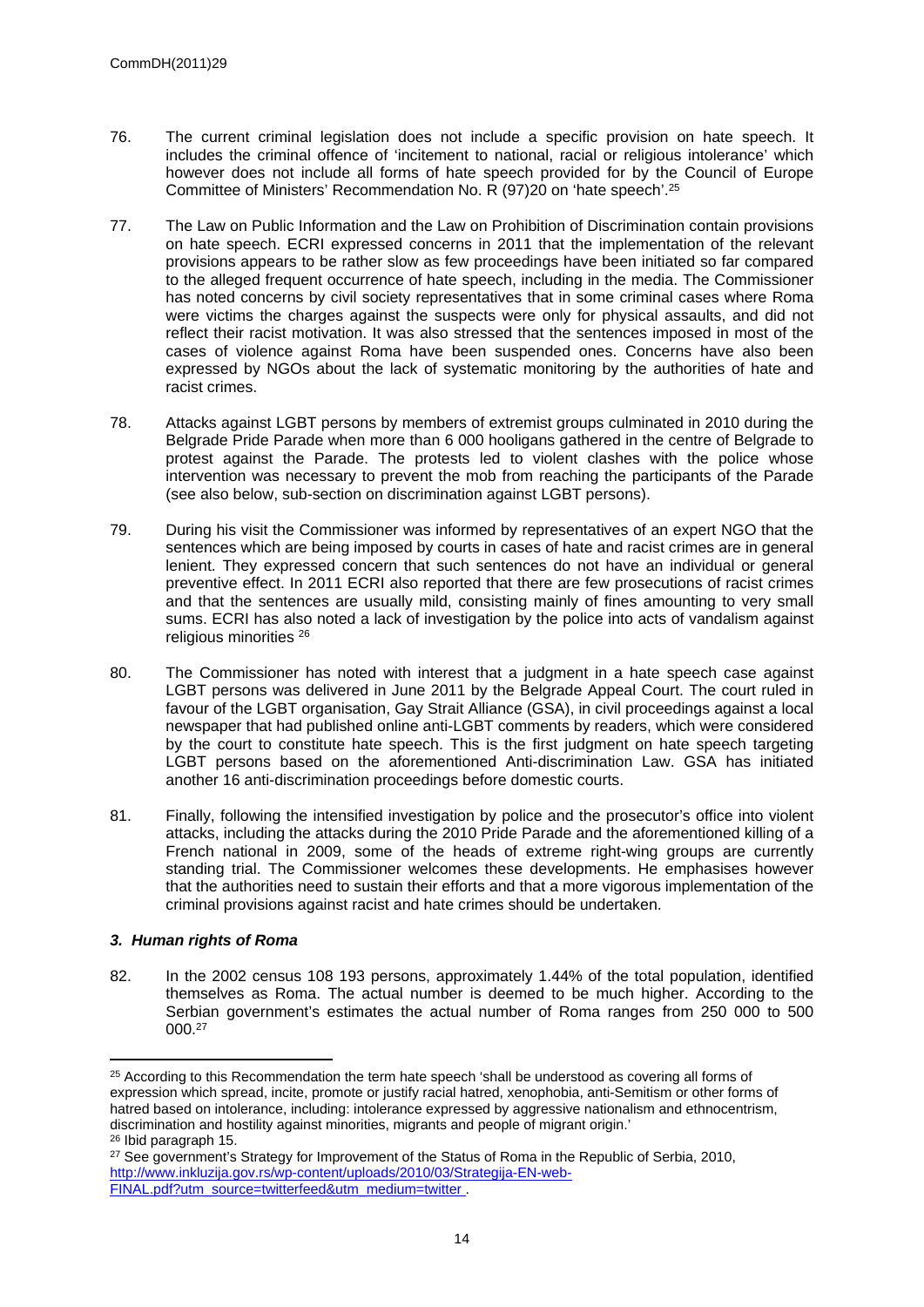76. The current criminal legislation does not include a specific provision on hate speech. It includes the criminal offence of 'incitement to national, racial or religious intolerance' which however does not include all forms of hate speech provided for by the Council of Europe Committee of Ministers' Recommendation No. R (97)20 on 'hate speech'.[25]

77. The Law on Public Information and the Law on Prohibition of Discrimination contain provisions on hate speech. ECRI expressed concerns in 2011 that the implementation of the relevant provisions appears to be rather slow as few proceedings have been initiated so far compared to the alleged frequent occurrence of hate speech, including in the media. The Commissioner has noted concerns by civil society representatives that in some criminal cases where Roma were victims the charges against the suspects were only for physical assaults, and did not reflect their racist motivation. It was also stressed that the sentences imposed in most of the cases of violence against Roma have been suspended ones. Concerns have also been expressed by NGOs about the lack of systematic monitoring by the authorities of hate and racist crimes.

78. Attacks against LGBT persons by members of extremist groups culminated in 2010 during the Belgrade Pride Parade when more than 6 000 hooligans gathered in the centre of Belgrade to protest against the Parade. The protests led to violent clashes with the police whose intervention was necessary to prevent the mob from reaching the participants of the Parade (see also below, sub-section on discrimination against LGBT persons).

79. During his visit the Commissioner was informed by representatives of an expert NGO that the sentences which are being imposed by courts in cases of hate and racist crimes are in general lenient. They expressed concern that such sentences do not have an individual or general preventive effect. In 2011 ECRI also reported that there are few prosecutions of racist crimes and that the sentences are usually mild, consisting mainly of fines amounting to very small sums. ECRI has also noted a lack of investigation by the police into acts of vandalism against religious minorities [26]

80. The Commissioner has noted with interest that a judgment in a hate speech case against LGBT persons was delivered in June 2011 by the Belgrade Appeal Court. The court ruled in favour of the LGBT organisation, Gay Strait Alliance (GSA), in civil proceedings against a local newspaper that had published online anti-LGBT comments by readers, which were considered by the court to constitute hate speech. This is the first judgment on hate speech targeting LGBT persons based on the aforementioned Anti-discrimination Law. GSA has initiated another 16 anti-discrimination proceedings before domestic courts.

81. Finally, following the intensified investigation by police and the prosecutor's office into violent attacks, including the attacks during the 2010 Pride Parade and the aforementioned killing of a French national in 2009, some of the heads of extreme right-wing groups are currently standing trial. The Commissioner welcomes these developments. He emphasises however that the authorities need to sustain their efforts and that a more vigorous implementation of the criminal provisions against racist and hate crimes should be undertaken.

### *3. Human rights of Roma*

82. In the 2002 census 108 193 persons, approximately 1.44% of the total population, identified themselves as Roma. The actual number is deemed to be much higher. According to the Serbian government's estimates the actual number of Roma ranges from 250 000 to 500 000.[27]

---

[25] According to this Recommendation the term hate speech 'shall be understood as covering all forms of expression which spread, incite, promote or justify racial hatred, xenophobia, anti-Semitism or other forms of hatred based on intolerance, including: intolerance expressed by aggressive nationalism and ethnocentrism, discrimination and hostility against minorities, migrants and people of migrant origin.'

[26] Ibid paragraph 15.

[27] See government's Strategy for Improvement of the Status of Roma in the Republic of Serbia, 2010, http://www.inkluzija.gov.rs/wp-content/uploads/2010/03/Strategija-EN-web-FINAL.pdf?utm_source=twitterfeed&utm_medium=twitter .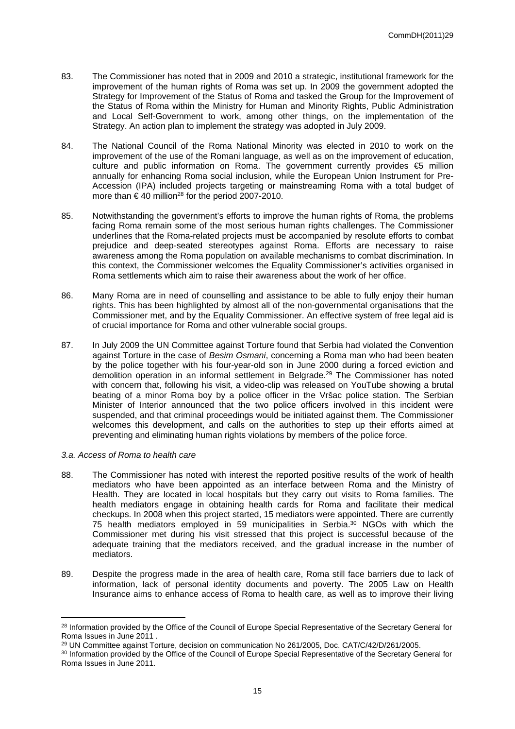83. The Commissioner has noted that in 2009 and 2010 a strategic, institutional framework for the improvement of the human rights of Roma was set up. In 2009 the government adopted the Strategy for Improvement of the Status of Roma and tasked the Group for the Improvement of the Status of Roma within the Ministry for Human and Minority Rights, Public Administration and Local Self-Government to work, among other things, on the implementation of the Strategy. An action plan to implement the strategy was adopted in July 2009.

84. The National Council of the Roma National Minority was elected in 2010 to work on the improvement of the use of the Romani language, as well as on the improvement of education, culture and public information on Roma. The government currently provides €5 million annually for enhancing Roma social inclusion, while the European Union Instrument for Pre-Accession (IPA) included projects targeting or mainstreaming Roma with a total budget of more than € 40 million[28] for the period 2007-2010.

85. Notwithstanding the government's efforts to improve the human rights of Roma, the problems facing Roma remain some of the most serious human rights challenges. The Commissioner underlines that the Roma-related projects must be accompanied by resolute efforts to combat prejudice and deep-seated stereotypes against Roma. Efforts are necessary to raise awareness among the Roma population on available mechanisms to combat discrimination. In this context, the Commissioner welcomes the Equality Commissioner's activities organised in Roma settlements which aim to raise their awareness about the work of her office.

86. Many Roma are in need of counselling and assistance to be able to fully enjoy their human rights. This has been highlighted by almost all of the non-governmental organisations that the Commissioner met, and by the Equality Commissioner. An effective system of free legal aid is of crucial importance for Roma and other vulnerable social groups.

87. In July 2009 the UN Committee against Torture found that Serbia had violated the Convention against Torture in the case of *Besim Osmani*, concerning a Roma man who had been beaten by the police together with his four-year-old son in June 2000 during a forced eviction and demolition operation in an informal settlement in Belgrade.[29] The Commissioner has noted with concern that, following his visit, a video-clip was released on YouTube showing a brutal beating of a minor Roma boy by a police officer in the Vršac police station. The Serbian Minister of Interior announced that the two police officers involved in this incident were suspended, and that criminal proceedings would be initiated against them. The Commissioner welcomes this development, and calls on the authorities to step up their efforts aimed at preventing and eliminating human rights violations by members of the police force.

### *3.a. Access of Roma to health care*

88. The Commissioner has noted with interest the reported positive results of the work of health mediators who have been appointed as an interface between Roma and the Ministry of Health. They are located in local hospitals but they carry out visits to Roma families. The health mediators engage in obtaining health cards for Roma and facilitate their medical checkups. In 2008 when this project started, 15 mediators were appointed. There are currently 75 health mediators employed in 59 municipalities in Serbia.[30] NGOs with which the Commissioner met during his visit stressed that this project is successful because of the adequate training that the mediators received, and the gradual increase in the number of mediators.

89. Despite the progress made in the area of health care, Roma still face barriers due to lack of information, lack of personal identity documents and poverty. The 2005 Law on Health Insurance aims to enhance access of Roma to health care, as well as to improve their living

---

[28] Information provided by the Office of the Council of Europe Special Representative of the Secretary General for Roma Issues in June 2011 .

[29] UN Committee against Torture, decision on communication No 261/2005, Doc. CAT/C/42/D/261/2005.

[30] Information provided by the Office of the Council of Europe Special Representative of the Secretary General for Roma Issues in June 2011.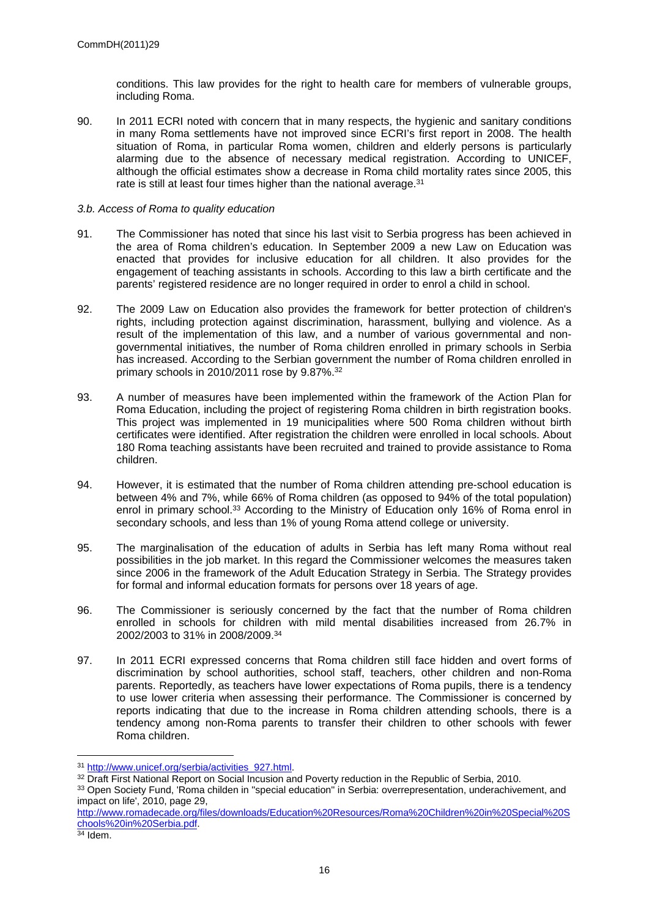conditions. This law provides for the right to health care for members of vulnerable groups, including Roma.

90. In 2011 ECRI noted with concern that in many respects, the hygienic and sanitary conditions in many Roma settlements have not improved since ECRI's first report in 2008. The health situation of Roma, in particular Roma women, children and elderly persons is particularly alarming due to the absence of necessary medical registration. According to UNICEF, although the official estimates show a decrease in Roma child mortality rates since 2005, this rate is still at least four times higher than the national average.[31]

*3.b. Access of Roma to quality education*

91. The Commissioner has noted that since his last visit to Serbia progress has been achieved in the area of Roma children's education. In September 2009 a new Law on Education was enacted that provides for inclusive education for all children. It also provides for the engagement of teaching assistants in schools. According to this law a birth certificate and the parents' registered residence are no longer required in order to enrol a child in school.

92. The 2009 Law on Education also provides the framework for better protection of children's rights, including protection against discrimination, harassment, bullying and violence. As a result of the implementation of this law, and a number of various governmental and non-governmental initiatives, the number of Roma children enrolled in primary schools in Serbia has increased. According to the Serbian government the number of Roma children enrolled in primary schools in 2010/2011 rose by 9.87%.[32]

93. A number of measures have been implemented within the framework of the Action Plan for Roma Education, including the project of registering Roma children in birth registration books. This project was implemented in 19 municipalities where 500 Roma children without birth certificates were identified. After registration the children were enrolled in local schools. About 180 Roma teaching assistants have been recruited and trained to provide assistance to Roma children.

94. However, it is estimated that the number of Roma children attending pre-school education is between 4% and 7%, while 66% of Roma children (as opposed to 94% of the total population) enrol in primary school.[33] According to the Ministry of Education only 16% of Roma enrol in secondary schools, and less than 1% of young Roma attend college or university.

95. The marginalisation of the education of adults in Serbia has left many Roma without real possibilities in the job market. In this regard the Commissioner welcomes the measures taken since 2006 in the framework of the Adult Education Strategy in Serbia. The Strategy provides for formal and informal education formats for persons over 18 years of age.

96. The Commissioner is seriously concerned by the fact that the number of Roma children enrolled in schools for children with mild mental disabilities increased from 26.7% in 2002/2003 to 31% in 2008/2009.[34]

97. In 2011 ECRI expressed concerns that Roma children still face hidden and overt forms of discrimination by school authorities, school staff, teachers, other children and non-Roma parents. Reportedly, as teachers have lower expectations of Roma pupils, there is a tendency to use lower criteria when assessing their performance. The Commissioner is concerned by reports indicating that due to the increase in Roma children attending schools, there is a tendency among non-Roma parents to transfer their children to other schools with fewer Roma children.

---

[31] http://www.unicef.org/serbia/activities_927.html.

[32] Draft First National Report on Social Incusion and Poverty reduction in the Republic of Serbia, 2010.

[33] Open Society Fund, 'Roma childen in "special education" in Serbia: overrepresentation, underachivement, and impact on life', 2010, page 29, http://www.romadecade.org/files/downloads/Education%20Resources/Roma%20Children%20in%20Special%20Schools%20in%20Serbia.pdf.

[34] Idem.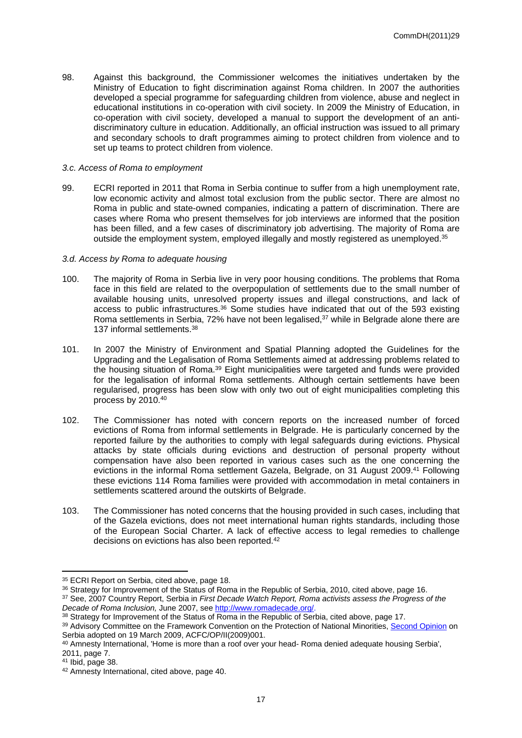98. Against this background, the Commissioner welcomes the initiatives undertaken by the Ministry of Education to fight discrimination against Roma children. In 2007 the authorities developed a special programme for safeguarding children from violence, abuse and neglect in educational institutions in co-operation with civil society. In 2009 the Ministry of Education, in co-operation with civil society, developed a manual to support the development of an anti-discriminatory culture in education. Additionally, an official instruction was issued to all primary and secondary schools to draft programmes aiming to protect children from violence and to set up teams to protect children from violence.

*3.c. Access of Roma to employment*

99. ECRI reported in 2011 that Roma in Serbia continue to suffer from a high unemployment rate, low economic activity and almost total exclusion from the public sector. There are almost no Roma in public and state-owned companies, indicating a pattern of discrimination. There are cases where Roma who present themselves for job interviews are informed that the position has been filled, and a few cases of discriminatory job advertising. The majority of Roma are outside the employment system, employed illegally and mostly registered as unemployed.[35]

*3.d. Access by Roma to adequate housing*

100. The majority of Roma in Serbia live in very poor housing conditions. The problems that Roma face in this field are related to the overpopulation of settlements due to the small number of available housing units, unresolved property issues and illegal constructions, and lack of access to public infrastructures.[36] Some studies have indicated that out of the 593 existing Roma settlements in Serbia, 72% have not been legalised,[37] while in Belgrade alone there are 137 informal settlements.[38]

101. In 2007 the Ministry of Environment and Spatial Planning adopted the Guidelines for the Upgrading and the Legalisation of Roma Settlements aimed at addressing problems related to the housing situation of Roma.[39] Eight municipalities were targeted and funds were provided for the legalisation of informal Roma settlements. Although certain settlements have been regularised, progress has been slow with only two out of eight municipalities completing this process by 2010.[40]

102. The Commissioner has noted with concern reports on the increased number of forced evictions of Roma from informal settlements in Belgrade. He is particularly concerned by the reported failure by the authorities to comply with legal safeguards during evictions. Physical attacks by state officials during evictions and destruction of personal property without compensation have also been reported in various cases such as the one concerning the evictions in the informal Roma settlement Gazela, Belgrade, on 31 August 2009.[41] Following these evictions 114 Roma families were provided with accommodation in metal containers in settlements scattered around the outskirts of Belgrade.

103. The Commissioner has noted concerns that the housing provided in such cases, including that of the Gazela evictions, does not meet international human rights standards, including those of the European Social Charter. A lack of effective access to legal remedies to challenge decisions on evictions has also been reported.[42]

---

[35] ECRI Report on Serbia, cited above, page 18.

[36] Strategy for Improvement of the Status of Roma in the Republic of Serbia, 2010, cited above, page 16.

[37] See, 2007 Country Report, Serbia in *First Decade Watch Report, Roma activists assess the Progress of the Decade of Roma Inclusion,* June 2007, see http://www.romadecade.org/.

[38] Strategy for Improvement of the Status of Roma in the Republic of Serbia, cited above, page 17.

[39] Advisory Committee on the Framework Convention on the Protection of National Minorities, Second Opinion on Serbia adopted on 19 March 2009, ACFC/OP/II(2009)001.

[40] Amnesty International, 'Home is more than a roof over your head- Roma denied adequate housing Serbia', 2011, page 7.

[41] Ibid, page 38.

[42] Amnesty International, cited above, page 40.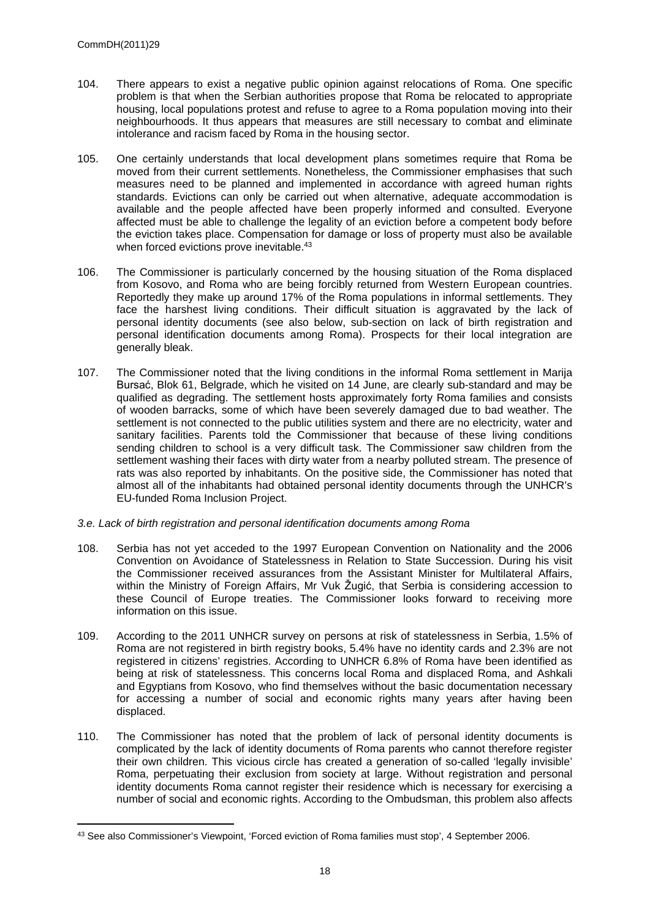104. There appears to exist a negative public opinion against relocations of Roma. One specific problem is that when the Serbian authorities propose that Roma be relocated to appropriate housing, local populations protest and refuse to agree to a Roma population moving into their neighbourhoods. It thus appears that measures are still necessary to combat and eliminate intolerance and racism faced by Roma in the housing sector.

105. One certainly understands that local development plans sometimes require that Roma be moved from their current settlements. Nonetheless, the Commissioner emphasises that such measures need to be planned and implemented in accordance with agreed human rights standards. Evictions can only be carried out when alternative, adequate accommodation is available and the people affected have been properly informed and consulted. Everyone affected must be able to challenge the legality of an eviction before a competent body before the eviction takes place. Compensation for damage or loss of property must also be available when forced evictions prove inevitable.[43]

106. The Commissioner is particularly concerned by the housing situation of the Roma displaced from Kosovo, and Roma who are being forcibly returned from Western European countries. Reportedly they make up around 17% of the Roma populations in informal settlements. They face the harshest living conditions. Their difficult situation is aggravated by the lack of personal identity documents (see also below, sub-section on lack of birth registration and personal identification documents among Roma). Prospects for their local integration are generally bleak.

107. The Commissioner noted that the living conditions in the informal Roma settlement in Marija Bursać, Blok 61, Belgrade, which he visited on 14 June, are clearly sub-standard and may be qualified as degrading. The settlement hosts approximately forty Roma families and consists of wooden barracks, some of which have been severely damaged due to bad weather. The settlement is not connected to the public utilities system and there are no electricity, water and sanitary facilities. Parents told the Commissioner that because of these living conditions sending children to school is a very difficult task. The Commissioner saw children from the settlement washing their faces with dirty water from a nearby polluted stream. The presence of rats was also reported by inhabitants. On the positive side, the Commissioner has noted that almost all of the inhabitants had obtained personal identity documents through the UNHCR's EU-funded Roma Inclusion Project.

*3.e. Lack of birth registration and personal identification documents among Roma*

108. Serbia has not yet acceded to the 1997 European Convention on Nationality and the 2006 Convention on Avoidance of Statelessness in Relation to State Succession. During his visit the Commissioner received assurances from the Assistant Minister for Multilateral Affairs, within the Ministry of Foreign Affairs, Mr Vuk Žugić, that Serbia is considering accession to these Council of Europe treaties. The Commissioner looks forward to receiving more information on this issue.

109. According to the 2011 UNHCR survey on persons at risk of statelessness in Serbia, 1.5% of Roma are not registered in birth registry books, 5.4% have no identity cards and 2.3% are not registered in citizens' registries. According to UNHCR 6.8% of Roma have been identified as being at risk of statelessness. This concerns local Roma and displaced Roma, and Ashkali and Egyptians from Kosovo, who find themselves without the basic documentation necessary for accessing a number of social and economic rights many years after having been displaced.

110. The Commissioner has noted that the problem of lack of personal identity documents is complicated by the lack of identity documents of Roma parents who cannot therefore register their own children. This vicious circle has created a generation of so-called 'legally invisible' Roma, perpetuating their exclusion from society at large. Without registration and personal identity documents Roma cannot register their residence which is necessary for exercising a number of social and economic rights. According to the Ombudsman, this problem also affects

[43] See also Commissioner's Viewpoint, 'Forced eviction of Roma families must stop', 4 September 2006.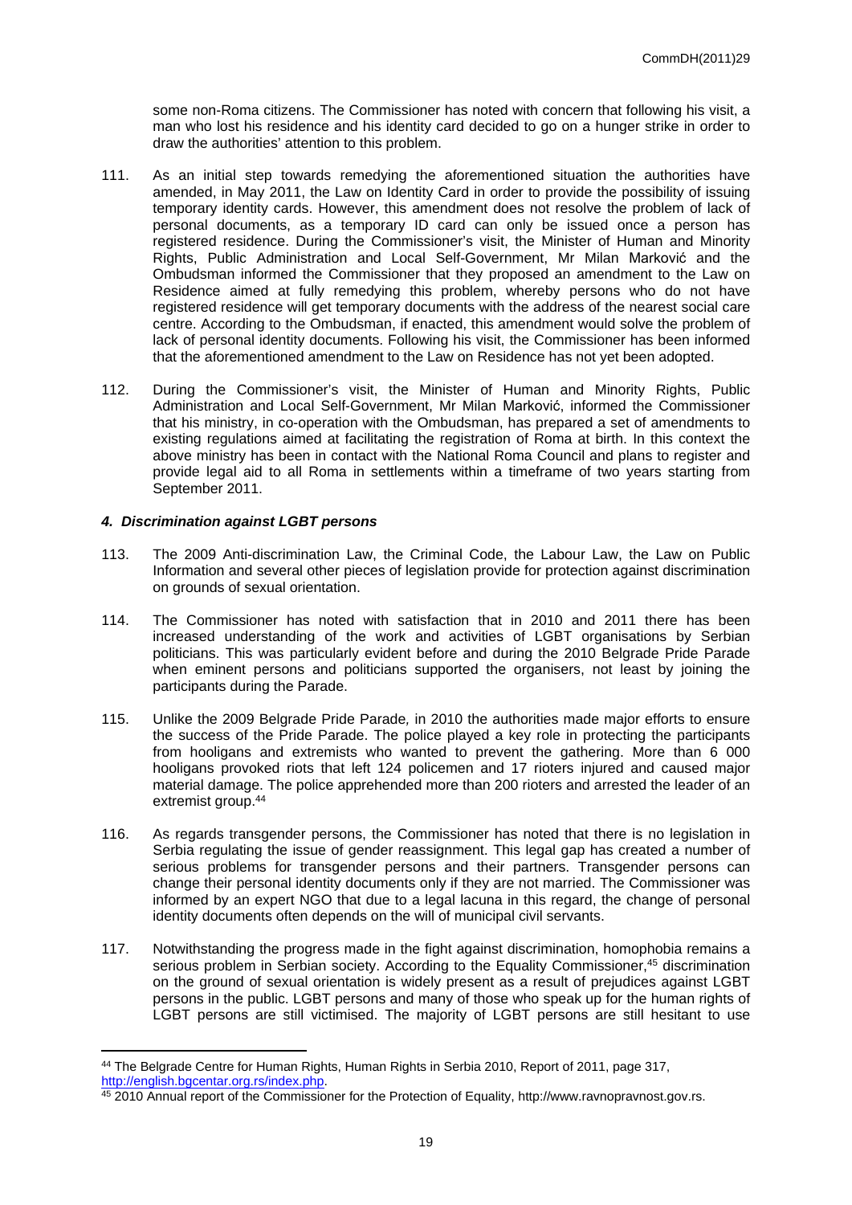some non-Roma citizens. The Commissioner has noted with concern that following his visit, a man who lost his residence and his identity card decided to go on a hunger strike in order to draw the authorities' attention to this problem.

111. As an initial step towards remedying the aforementioned situation the authorities have amended, in May 2011, the Law on Identity Card in order to provide the possibility of issuing temporary identity cards. However, this amendment does not resolve the problem of lack of personal documents, as a temporary ID card can only be issued once a person has registered residence. During the Commissioner's visit, the Minister of Human and Minority Rights, Public Administration and Local Self-Government, Mr Milan Marković and the Ombudsman informed the Commissioner that they proposed an amendment to the Law on Residence aimed at fully remedying this problem, whereby persons who do not have registered residence will get temporary documents with the address of the nearest social care centre. According to the Ombudsman, if enacted, this amendment would solve the problem of lack of personal identity documents. Following his visit, the Commissioner has been informed that the aforementioned amendment to the Law on Residence has not yet been adopted.

112. During the Commissioner's visit, the Minister of Human and Minority Rights, Public Administration and Local Self-Government, Mr Milan Marković, informed the Commissioner that his ministry, in co-operation with the Ombudsman, has prepared a set of amendments to existing regulations aimed at facilitating the registration of Roma at birth. In this context the above ministry has been in contact with the National Roma Council and plans to register and provide legal aid to all Roma in settlements within a timeframe of two years starting from September 2011.

#### *4. Discrimination against LGBT persons*

113. The 2009 Anti-discrimination Law, the Criminal Code, the Labour Law, the Law on Public Information and several other pieces of legislation provide for protection against discrimination on grounds of sexual orientation.

114. The Commissioner has noted with satisfaction that in 2010 and 2011 there has been increased understanding of the work and activities of LGBT organisations by Serbian politicians. This was particularly evident before and during the 2010 Belgrade Pride Parade when eminent persons and politicians supported the organisers, not least by joining the participants during the Parade.

115. Unlike the 2009 Belgrade Pride Parade*,* in 2010 the authorities made major efforts to ensure the success of the Pride Parade. The police played a key role in protecting the participants from hooligans and extremists who wanted to prevent the gathering. More than 6 000 hooligans provoked riots that left 124 policemen and 17 rioters injured and caused major material damage. The police apprehended more than 200 rioters and arrested the leader of an extremist group.[44]

116. As regards transgender persons, the Commissioner has noted that there is no legislation in Serbia regulating the issue of gender reassignment. This legal gap has created a number of serious problems for transgender persons and their partners. Transgender persons can change their personal identity documents only if they are not married. The Commissioner was informed by an expert NGO that due to a legal lacuna in this regard, the change of personal identity documents often depends on the will of municipal civil servants.

117. Notwithstanding the progress made in the fight against discrimination, homophobia remains a serious problem in Serbian society. According to the Equality Commissioner,[45] discrimination on the ground of sexual orientation is widely present as a result of prejudices against LGBT persons in the public. LGBT persons and many of those who speak up for the human rights of LGBT persons are still victimised. The majority of LGBT persons are still hesitant to use

---

[44] The Belgrade Centre for Human Rights, Human Rights in Serbia 2010, Report of 2011, page 317, http://english.bgcentar.org.rs/index.php.

[45] 2010 Annual report of the Commissioner for the Protection of Equality, http://www.ravnopravnost.gov.rs.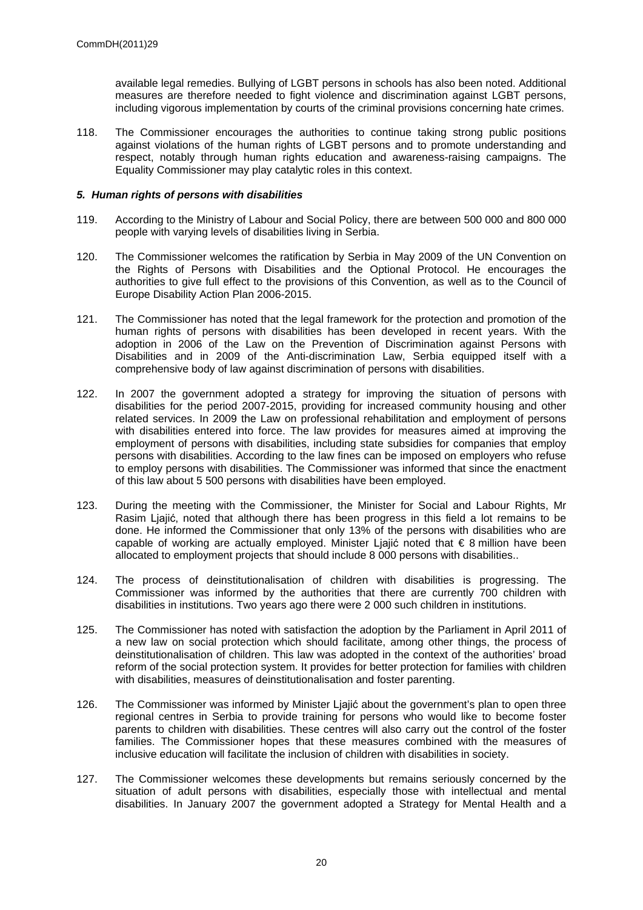available legal remedies. Bullying of LGBT persons in schools has also been noted. Additional measures are therefore needed to fight violence and discrimination against LGBT persons, including vigorous implementation by courts of the criminal provisions concerning hate crimes.

118. The Commissioner encourages the authorities to continue taking strong public positions against violations of the human rights of LGBT persons and to promote understanding and respect, notably through human rights education and awareness-raising campaigns. The Equality Commissioner may play catalytic roles in this context.

### *5. Human rights of persons with disabilities*

119. According to the Ministry of Labour and Social Policy, there are between 500 000 and 800 000 people with varying levels of disabilities living in Serbia.

120. The Commissioner welcomes the ratification by Serbia in May 2009 of the UN Convention on the Rights of Persons with Disabilities and the Optional Protocol. He encourages the authorities to give full effect to the provisions of this Convention, as well as to the Council of Europe Disability Action Plan 2006-2015.

121. The Commissioner has noted that the legal framework for the protection and promotion of the human rights of persons with disabilities has been developed in recent years. With the adoption in 2006 of the Law on the Prevention of Discrimination against Persons with Disabilities and in 2009 of the Anti-discrimination Law, Serbia equipped itself with a comprehensive body of law against discrimination of persons with disabilities.

122. In 2007 the government adopted a strategy for improving the situation of persons with disabilities for the period 2007-2015, providing for increased community housing and other related services. In 2009 the Law on professional rehabilitation and employment of persons with disabilities entered into force. The law provides for measures aimed at improving the employment of persons with disabilities, including state subsidies for companies that employ persons with disabilities. According to the law fines can be imposed on employers who refuse to employ persons with disabilities. The Commissioner was informed that since the enactment of this law about 5 500 persons with disabilities have been employed.

123. During the meeting with the Commissioner, the Minister for Social and Labour Rights, Mr Rasim Ljajić, noted that although there has been progress in this field a lot remains to be done. He informed the Commissioner that only 13% of the persons with disabilities who are capable of working are actually employed. Minister Ljajić noted that € 8 million have been allocated to employment projects that should include 8 000 persons with disabilities..

124. The process of deinstitutionalisation of children with disabilities is progressing. The Commissioner was informed by the authorities that there are currently 700 children with disabilities in institutions. Two years ago there were 2 000 such children in institutions.

125. The Commissioner has noted with satisfaction the adoption by the Parliament in April 2011 of a new law on social protection which should facilitate, among other things, the process of deinstitutionalisation of children. This law was adopted in the context of the authorities' broad reform of the social protection system. It provides for better protection for families with children with disabilities, measures of deinstitutionalisation and foster parenting.

126. The Commissioner was informed by Minister Ljajić about the government's plan to open three regional centres in Serbia to provide training for persons who would like to become foster parents to children with disabilities. These centres will also carry out the control of the foster families. The Commissioner hopes that these measures combined with the measures of inclusive education will facilitate the inclusion of children with disabilities in society.

127. The Commissioner welcomes these developments but remains seriously concerned by the situation of adult persons with disabilities, especially those with intellectual and mental disabilities. In January 2007 the government adopted a Strategy for Mental Health and a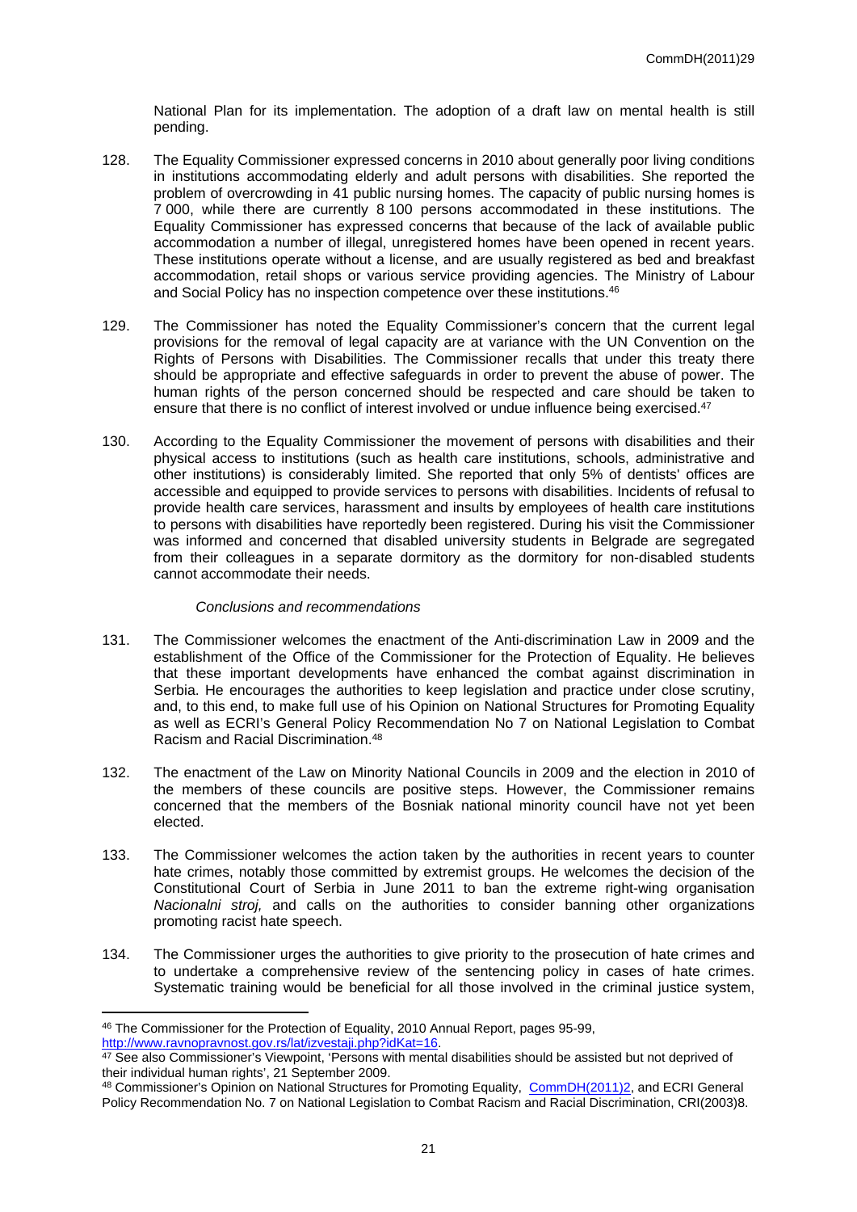National Plan for its implementation. The adoption of a draft law on mental health is still pending.

128. The Equality Commissioner expressed concerns in 2010 about generally poor living conditions in institutions accommodating elderly and adult persons with disabilities. She reported the problem of overcrowding in 41 public nursing homes. The capacity of public nursing homes is 7 000, while there are currently 8 100 persons accommodated in these institutions. The Equality Commissioner has expressed concerns that because of the lack of available public accommodation a number of illegal, unregistered homes have been opened in recent years. These institutions operate without a license, and are usually registered as bed and breakfast accommodation, retail shops or various service providing agencies. The Ministry of Labour and Social Policy has no inspection competence over these institutions.[46]

129. The Commissioner has noted the Equality Commissioner's concern that the current legal provisions for the removal of legal capacity are at variance with the UN Convention on the Rights of Persons with Disabilities. The Commissioner recalls that under this treaty there should be appropriate and effective safeguards in order to prevent the abuse of power. The human rights of the person concerned should be respected and care should be taken to ensure that there is no conflict of interest involved or undue influence being exercised.[47]

130. According to the Equality Commissioner the movement of persons with disabilities and their physical access to institutions (such as health care institutions, schools, administrative and other institutions) is considerably limited. She reported that only 5% of dentists' offices are accessible and equipped to provide services to persons with disabilities. Incidents of refusal to provide health care services, harassment and insults by employees of health care institutions to persons with disabilities have reportedly been registered. During his visit the Commissioner was informed and concerned that disabled university students in Belgrade are segregated from their colleagues in a separate dormitory as the dormitory for non-disabled students cannot accommodate their needs.

*Conclusions and recommendations*

131. The Commissioner welcomes the enactment of the Anti-discrimination Law in 2009 and the establishment of the Office of the Commissioner for the Protection of Equality. He believes that these important developments have enhanced the combat against discrimination in Serbia. He encourages the authorities to keep legislation and practice under close scrutiny, and, to this end, to make full use of his Opinion on National Structures for Promoting Equality as well as ECRI's General Policy Recommendation No 7 on National Legislation to Combat Racism and Racial Discrimination.[48]

132. The enactment of the Law on Minority National Councils in 2009 and the election in 2010 of the members of these councils are positive steps. However, the Commissioner remains concerned that the members of the Bosniak national minority council have not yet been elected.

133. The Commissioner welcomes the action taken by the authorities in recent years to counter hate crimes, notably those committed by extremist groups. He welcomes the decision of the Constitutional Court of Serbia in June 2011 to ban the extreme right-wing organisation *Nacionalni stroj,* and calls on the authorities to consider banning other organizations promoting racist hate speech.

134. The Commissioner urges the authorities to give priority to the prosecution of hate crimes and to undertake a comprehensive review of the sentencing policy in cases of hate crimes. Systematic training would be beneficial for all those involved in the criminal justice system,

---

[46] The Commissioner for the Protection of Equality, 2010 Annual Report, pages 95-99, http://www.ravnopravnost.gov.rs/lat/izvestaji.php?idKat=16.

[47] See also Commissioner's Viewpoint, 'Persons with mental disabilities should be assisted but not deprived of their individual human rights', 21 September 2009.

[48] Commissioner's Opinion on National Structures for Promoting Equality, CommDH(2011)2, and ECRI General Policy Recommendation No. 7 on National Legislation to Combat Racism and Racial Discrimination, CRI(2003)8.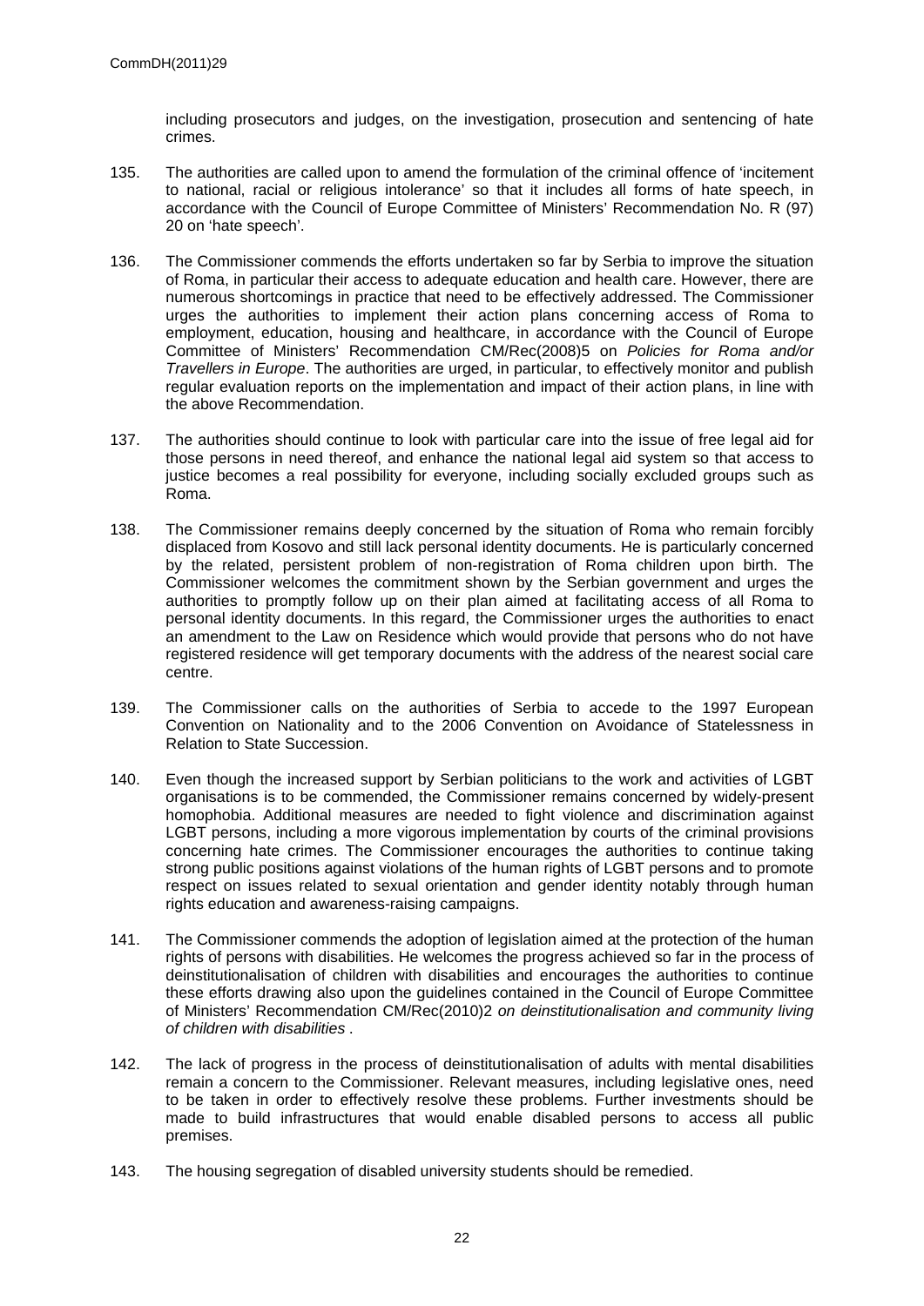including prosecutors and judges, on the investigation, prosecution and sentencing of hate crimes.

135. The authorities are called upon to amend the formulation of the criminal offence of 'incitement to national, racial or religious intolerance' so that it includes all forms of hate speech, in accordance with the Council of Europe Committee of Ministers' Recommendation No. R (97) 20 on 'hate speech'.

136. The Commissioner commends the efforts undertaken so far by Serbia to improve the situation of Roma, in particular their access to adequate education and health care. However, there are numerous shortcomings in practice that need to be effectively addressed. The Commissioner urges the authorities to implement their action plans concerning access of Roma to employment, education, housing and healthcare, in accordance with the Council of Europe Committee of Ministers' Recommendation CM/Rec(2008)5 on *Policies for Roma and/or Travellers in Europe*. The authorities are urged, in particular, to effectively monitor and publish regular evaluation reports on the implementation and impact of their action plans, in line with the above Recommendation.

137. The authorities should continue to look with particular care into the issue of free legal aid for those persons in need thereof, and enhance the national legal aid system so that access to justice becomes a real possibility for everyone, including socially excluded groups such as Roma.

138. The Commissioner remains deeply concerned by the situation of Roma who remain forcibly displaced from Kosovo and still lack personal identity documents. He is particularly concerned by the related, persistent problem of non-registration of Roma children upon birth. The Commissioner welcomes the commitment shown by the Serbian government and urges the authorities to promptly follow up on their plan aimed at facilitating access of all Roma to personal identity documents. In this regard, the Commissioner urges the authorities to enact an amendment to the Law on Residence which would provide that persons who do not have registered residence will get temporary documents with the address of the nearest social care centre.

139. The Commissioner calls on the authorities of Serbia to accede to the 1997 European Convention on Nationality and to the 2006 Convention on Avoidance of Statelessness in Relation to State Succession.

140. Even though the increased support by Serbian politicians to the work and activities of LGBT organisations is to be commended, the Commissioner remains concerned by widely-present homophobia. Additional measures are needed to fight violence and discrimination against LGBT persons, including a more vigorous implementation by courts of the criminal provisions concerning hate crimes. The Commissioner encourages the authorities to continue taking strong public positions against violations of the human rights of LGBT persons and to promote respect on issues related to sexual orientation and gender identity notably through human rights education and awareness-raising campaigns.

141. The Commissioner commends the adoption of legislation aimed at the protection of the human rights of persons with disabilities. He welcomes the progress achieved so far in the process of deinstitutionalisation of children with disabilities and encourages the authorities to continue these efforts drawing also upon the guidelines contained in the Council of Europe Committee of Ministers' Recommendation CM/Rec(2010)2 *on deinstitutionalisation and community living of children with disabilities* .

142. The lack of progress in the process of deinstitutionalisation of adults with mental disabilities remain a concern to the Commissioner. Relevant measures, including legislative ones, need to be taken in order to effectively resolve these problems. Further investments should be made to build infrastructures that would enable disabled persons to access all public premises.

143. The housing segregation of disabled university students should be remedied.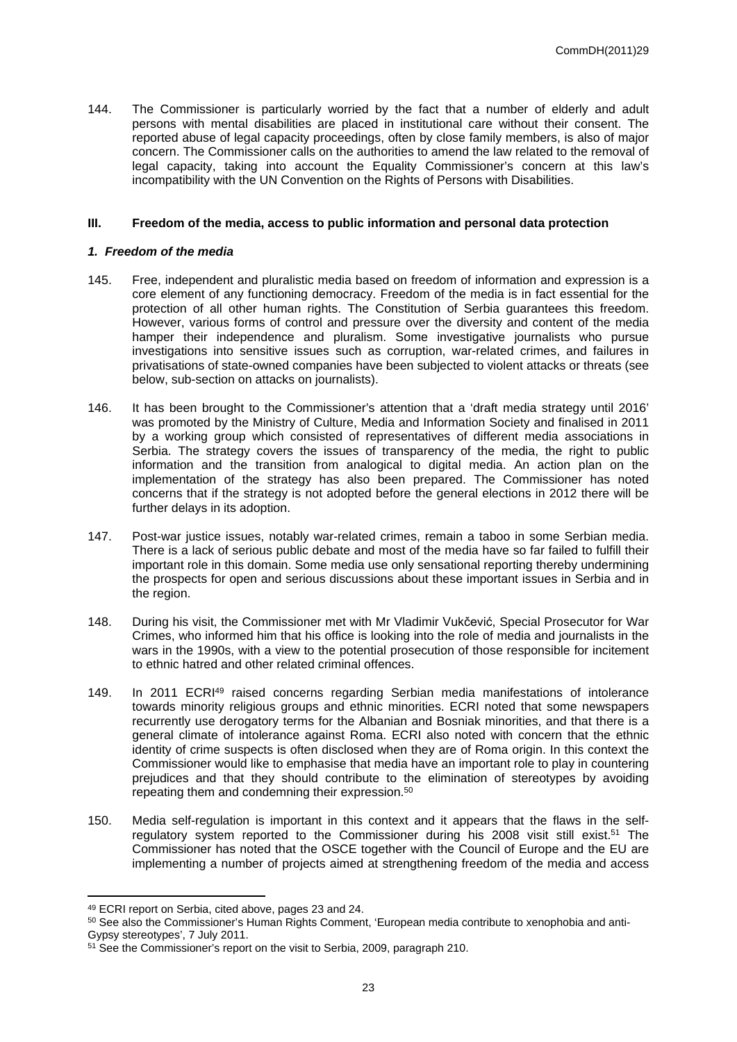144. The Commissioner is particularly worried by the fact that a number of elderly and adult persons with mental disabilities are placed in institutional care without their consent. The reported abuse of legal capacity proceedings, often by close family members, is also of major concern. The Commissioner calls on the authorities to amend the law related to the removal of legal capacity, taking into account the Equality Commissioner's concern at this law's incompatibility with the UN Convention on the Rights of Persons with Disabilities.

## III. Freedom of the media, access to public information and personal data protection

### *1. Freedom of the media*

145. Free, independent and pluralistic media based on freedom of information and expression is a core element of any functioning democracy. Freedom of the media is in fact essential for the protection of all other human rights. The Constitution of Serbia guarantees this freedom. However, various forms of control and pressure over the diversity and content of the media hamper their independence and pluralism. Some investigative journalists who pursue investigations into sensitive issues such as corruption, war-related crimes, and failures in privatisations of state-owned companies have been subjected to violent attacks or threats (see below, sub-section on attacks on journalists).

146. It has been brought to the Commissioner's attention that a 'draft media strategy until 2016' was promoted by the Ministry of Culture, Media and Information Society and finalised in 2011 by a working group which consisted of representatives of different media associations in Serbia. The strategy covers the issues of transparency of the media, the right to public information and the transition from analogical to digital media. An action plan on the implementation of the strategy has also been prepared. The Commissioner has noted concerns that if the strategy is not adopted before the general elections in 2012 there will be further delays in its adoption.

147. Post-war justice issues, notably war-related crimes, remain a taboo in some Serbian media. There is a lack of serious public debate and most of the media have so far failed to fulfill their important role in this domain. Some media use only sensational reporting thereby undermining the prospects for open and serious discussions about these important issues in Serbia and in the region.

148. During his visit, the Commissioner met with Mr Vladimir Vukčević, Special Prosecutor for War Crimes, who informed him that his office is looking into the role of media and journalists in the wars in the 1990s, with a view to the potential prosecution of those responsible for incitement to ethnic hatred and other related criminal offences.

149. In 2011 ECRI[49] raised concerns regarding Serbian media manifestations of intolerance towards minority religious groups and ethnic minorities. ECRI noted that some newspapers recurrently use derogatory terms for the Albanian and Bosniak minorities, and that there is a general climate of intolerance against Roma. ECRI also noted with concern that the ethnic identity of crime suspects is often disclosed when they are of Roma origin. In this context the Commissioner would like to emphasise that media have an important role to play in countering prejudices and that they should contribute to the elimination of stereotypes by avoiding repeating them and condemning their expression.[50]

150. Media self-regulation is important in this context and it appears that the flaws in the self-regulatory system reported to the Commissioner during his 2008 visit still exist.[51] The Commissioner has noted that the OSCE together with the Council of Europe and the EU are implementing a number of projects aimed at strengthening freedom of the media and access

---

[49] ECRI report on Serbia, cited above, pages 23 and 24.

[50] See also the Commissioner's Human Rights Comment, 'European media contribute to xenophobia and anti-Gypsy stereotypes', 7 July 2011.

[51] See the Commissioner's report on the visit to Serbia, 2009, paragraph 210.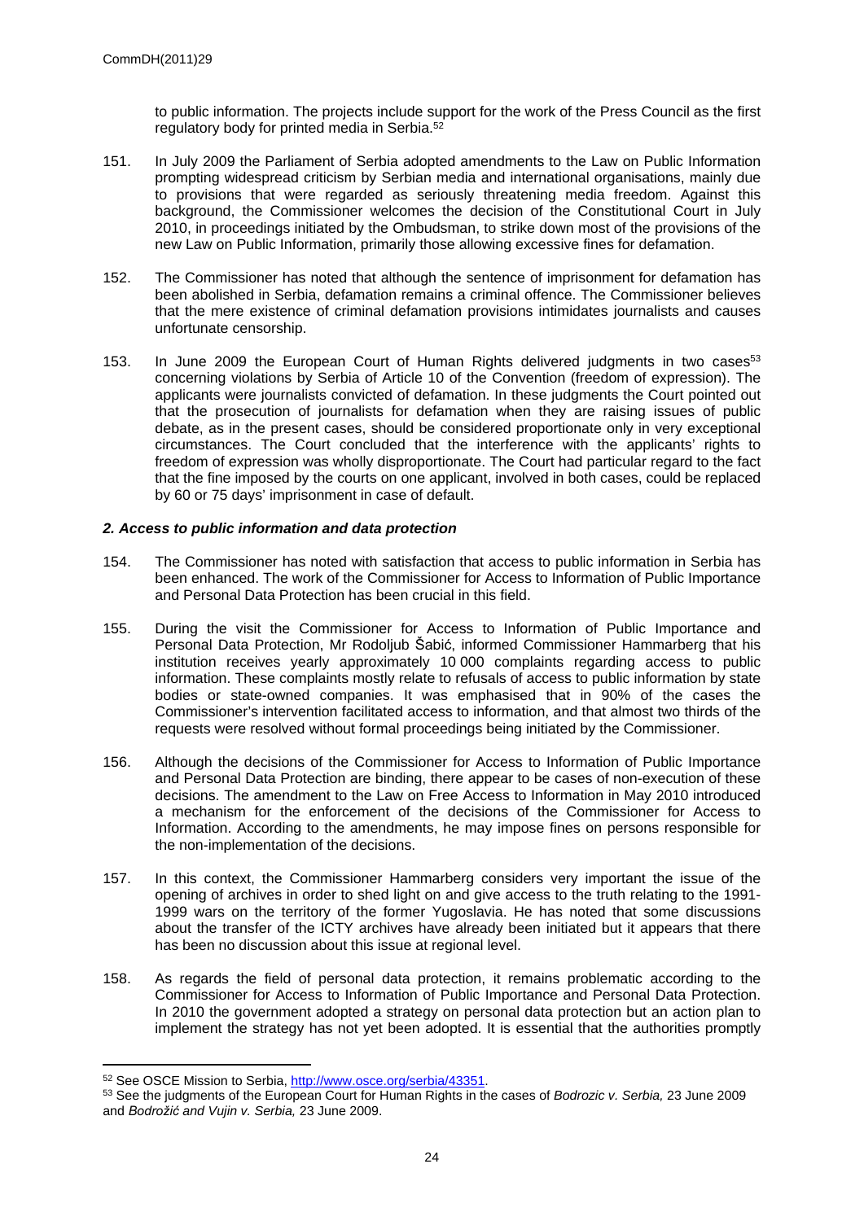to public information. The projects include support for the work of the Press Council as the first regulatory body for printed media in Serbia.[52]

151. In July 2009 the Parliament of Serbia adopted amendments to the Law on Public Information prompting widespread criticism by Serbian media and international organisations, mainly due to provisions that were regarded as seriously threatening media freedom. Against this background, the Commissioner welcomes the decision of the Constitutional Court in July 2010, in proceedings initiated by the Ombudsman, to strike down most of the provisions of the new Law on Public Information, primarily those allowing excessive fines for defamation.

152. The Commissioner has noted that although the sentence of imprisonment for defamation has been abolished in Serbia, defamation remains a criminal offence. The Commissioner believes that the mere existence of criminal defamation provisions intimidates journalists and causes unfortunate censorship.

153. In June 2009 the European Court of Human Rights delivered judgments in two cases[53] concerning violations by Serbia of Article 10 of the Convention (freedom of expression). The applicants were journalists convicted of defamation. In these judgments the Court pointed out that the prosecution of journalists for defamation when they are raising issues of public debate, as in the present cases, should be considered proportionate only in very exceptional circumstances. The Court concluded that the interference with the applicants' rights to freedom of expression was wholly disproportionate. The Court had particular regard to the fact that the fine imposed by the courts on one applicant, involved in both cases, could be replaced by 60 or 75 days' imprisonment in case of default.

### *2. Access to public information and data protection*

154. The Commissioner has noted with satisfaction that access to public information in Serbia has been enhanced. The work of the Commissioner for Access to Information of Public Importance and Personal Data Protection has been crucial in this field.

155. During the visit the Commissioner for Access to Information of Public Importance and Personal Data Protection, Mr Rodoljub Šabić, informed Commissioner Hammarberg that his institution receives yearly approximately 10 000 complaints regarding access to public information. These complaints mostly relate to refusals of access to public information by state bodies or state-owned companies. It was emphasised that in 90% of the cases the Commissioner's intervention facilitated access to information, and that almost two thirds of the requests were resolved without formal proceedings being initiated by the Commissioner.

156. Although the decisions of the Commissioner for Access to Information of Public Importance and Personal Data Protection are binding, there appear to be cases of non-execution of these decisions. The amendment to the Law on Free Access to Information in May 2010 introduced a mechanism for the enforcement of the decisions of the Commissioner for Access to Information. According to the amendments, he may impose fines on persons responsible for the non-implementation of the decisions.

157. In this context, the Commissioner Hammarberg considers very important the issue of the opening of archives in order to shed light on and give access to the truth relating to the 1991-1999 wars on the territory of the former Yugoslavia. He has noted that some discussions about the transfer of the ICTY archives have already been initiated but it appears that there has been no discussion about this issue at regional level.

158. As regards the field of personal data protection, it remains problematic according to the Commissioner for Access to Information of Public Importance and Personal Data Protection. In 2010 the government adopted a strategy on personal data protection but an action plan to implement the strategy has not yet been adopted. It is essential that the authorities promptly

---

[52] See OSCE Mission to Serbia, http://www.osce.org/serbia/43351.

[53] See the judgments of the European Court for Human Rights in the cases of *Bodrozic v. Serbia,* 23 June 2009 and *Bodrožić and Vujin v. Serbia,* 23 June 2009.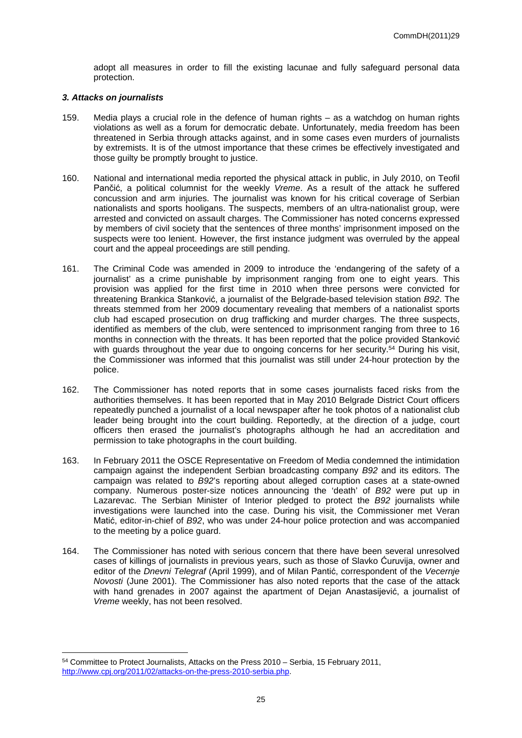adopt all measures in order to fill the existing lacunae and fully safeguard personal data protection.

### *3. Attacks on journalists*

159. Media plays a crucial role in the defence of human rights – as a watchdog on human rights violations as well as a forum for democratic debate. Unfortunately, media freedom has been threatened in Serbia through attacks against, and in some cases even murders of journalists by extremists. It is of the utmost importance that these crimes be effectively investigated and those guilty be promptly brought to justice.

160. National and international media reported the physical attack in public, in July 2010, on Teofil Pančić, a political columnist for the weekly *Vreme*. As a result of the attack he suffered concussion and arm injuries. The journalist was known for his critical coverage of Serbian nationalists and sports hooligans. The suspects, members of an ultra-nationalist group, were arrested and convicted on assault charges. The Commissioner has noted concerns expressed by members of civil society that the sentences of three months' imprisonment imposed on the suspects were too lenient. However, the first instance judgment was overruled by the appeal court and the appeal proceedings are still pending.

161. The Criminal Code was amended in 2009 to introduce the 'endangering of the safety of a journalist' as a crime punishable by imprisonment ranging from one to eight years. This provision was applied for the first time in 2010 when three persons were convicted for threatening Brankica Stanković, a journalist of the Belgrade-based television station *B92*. The threats stemmed from her 2009 documentary revealing that members of a nationalist sports club had escaped prosecution on drug trafficking and murder charges. The three suspects, identified as members of the club, were sentenced to imprisonment ranging from three to 16 months in connection with the threats. It has been reported that the police provided Stanković with guards throughout the year due to ongoing concerns for her security.[54] During his visit, the Commissioner was informed that this journalist was still under 24-hour protection by the police.

162. The Commissioner has noted reports that in some cases journalists faced risks from the authorities themselves. It has been reported that in May 2010 Belgrade District Court officers repeatedly punched a journalist of a local newspaper after he took photos of a nationalist club leader being brought into the court building. Reportedly, at the direction of a judge, court officers then erased the journalist's photographs although he had an accreditation and permission to take photographs in the court building.

163. In February 2011 the OSCE Representative on Freedom of Media condemned the intimidation campaign against the independent Serbian broadcasting company *B92* and its editors. The campaign was related to *B92*'s reporting about alleged corruption cases at a state-owned company. Numerous poster-size notices announcing the 'death' of *B92* were put up in Lazarevac. The Serbian Minister of Interior pledged to protect the *B92* journalists while investigations were launched into the case. During his visit, the Commissioner met Veran Matić, editor-in-chief of *B92*, who was under 24-hour police protection and was accompanied to the meeting by a police guard.

164. The Commissioner has noted with serious concern that there have been several unresolved cases of killings of journalists in previous years, such as those of Slavko Ćuruvija, owner and editor of the *Dnevni Telegraf* (April 1999), and of Milan Pantić, correspondent of the *Vecernje Novosti* (June 2001). The Commissioner has also noted reports that the case of the attack with hand grenades in 2007 against the apartment of Dejan Anastasijević, a journalist of *Vreme* weekly, has not been resolved.

---

[54] Committee to Protect Journalists, Attacks on the Press 2010 – Serbia, 15 February 2011, http://www.cpj.org/2011/02/attacks-on-the-press-2010-serbia.php.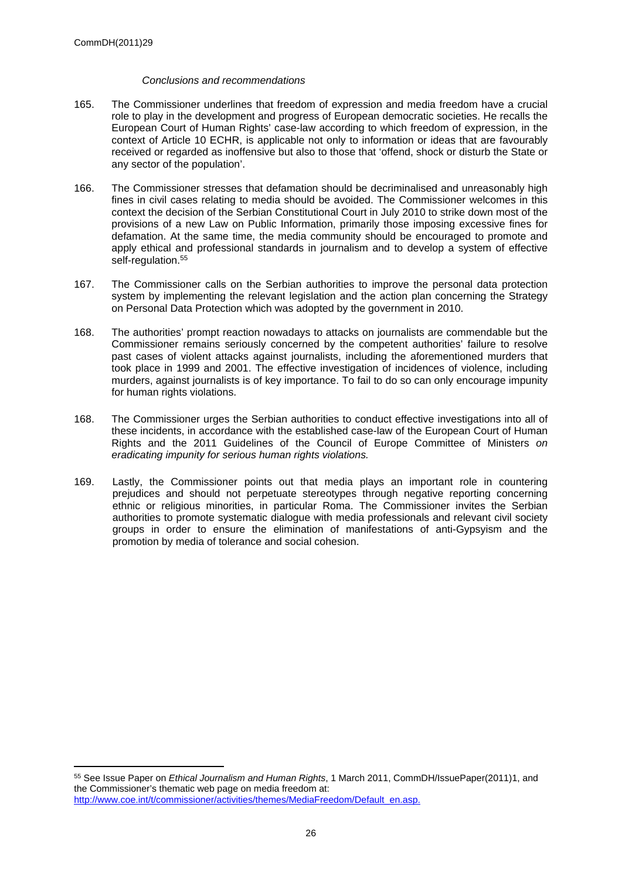*Conclusions and recommendations*

165. The Commissioner underlines that freedom of expression and media freedom have a crucial role to play in the development and progress of European democratic societies. He recalls the European Court of Human Rights' case-law according to which freedom of expression, in the context of Article 10 ECHR, is applicable not only to information or ideas that are favourably received or regarded as inoffensive but also to those that 'offend, shock or disturb the State or any sector of the population'.

166. The Commissioner stresses that defamation should be decriminalised and unreasonably high fines in civil cases relating to media should be avoided. The Commissioner welcomes in this context the decision of the Serbian Constitutional Court in July 2010 to strike down most of the provisions of a new Law on Public Information, primarily those imposing excessive fines for defamation. At the same time, the media community should be encouraged to promote and apply ethical and professional standards in journalism and to develop a system of effective self-regulation.[55]

167. The Commissioner calls on the Serbian authorities to improve the personal data protection system by implementing the relevant legislation and the action plan concerning the Strategy on Personal Data Protection which was adopted by the government in 2010.

168. The authorities' prompt reaction nowadays to attacks on journalists are commendable but the Commissioner remains seriously concerned by the competent authorities' failure to resolve past cases of violent attacks against journalists, including the aforementioned murders that took place in 1999 and 2001. The effective investigation of incidences of violence, including murders, against journalists is of key importance. To fail to do so can only encourage impunity for human rights violations.

168. The Commissioner urges the Serbian authorities to conduct effective investigations into all of these incidents, in accordance with the established case-law of the European Court of Human Rights and the 2011 Guidelines of the Council of Europe Committee of Ministers *on eradicating impunity for serious human rights violations.*

169. Lastly, the Commissioner points out that media plays an important role in countering prejudices and should not perpetuate stereotypes through negative reporting concerning ethnic or religious minorities, in particular Roma. The Commissioner invites the Serbian authorities to promote systematic dialogue with media professionals and relevant civil society groups in order to ensure the elimination of manifestations of anti-Gypsyism and the promotion by media of tolerance and social cohesion.

---

[55] See Issue Paper on *Ethical Journalism and Human Rights*, 1 March 2011, CommDH/IssuePaper(2011)1, and the Commissioner's thematic web page on media freedom at: http://www.coe.int/t/commissioner/activities/themes/MediaFreedom/Default_en.asp.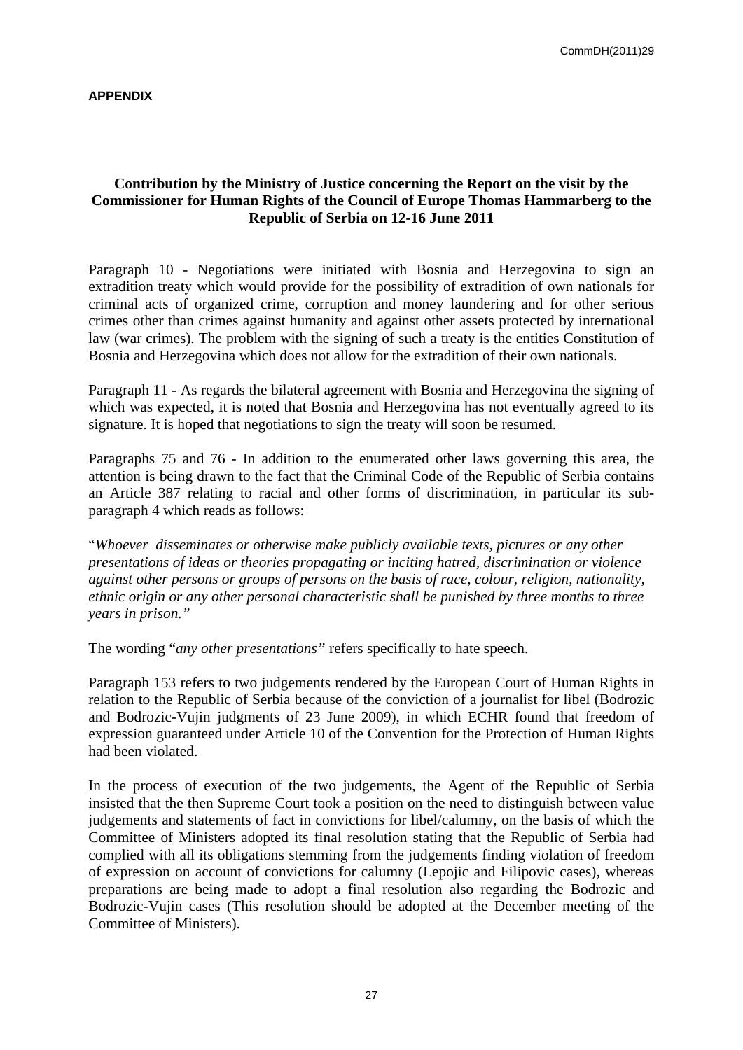**APPENDIX**

## Contribution by the Ministry of Justice concerning the Report on the visit by the Commissioner for Human Rights of the Council of Europe Thomas Hammarberg to the Republic of Serbia on 12-16 June 2011

Paragraph 10 - Negotiations were initiated with Bosnia and Herzegovina to sign an extradition treaty which would provide for the possibility of extradition of own nationals for criminal acts of organized crime, corruption and money laundering and for other serious crimes other than crimes against humanity and against other assets protected by international law (war crimes). The problem with the signing of such a treaty is the entities Constitution of Bosnia and Herzegovina which does not allow for the extradition of their own nationals.

Paragraph 11 - As regards the bilateral agreement with Bosnia and Herzegovina the signing of which was expected, it is noted that Bosnia and Herzegovina has not eventually agreed to its signature. It is hoped that negotiations to sign the treaty will soon be resumed.

Paragraphs 75 and 76 - In addition to the enumerated other laws governing this area, the attention is being drawn to the fact that the Criminal Code of the Republic of Serbia contains an Article 387 relating to racial and other forms of discrimination, in particular its sub-paragraph 4 which reads as follows:

"*Whoever disseminates or otherwise make publicly available texts, pictures or any other presentations of ideas or theories propagating or inciting hatred, discrimination or violence against other persons or groups of persons on the basis of race, colour, religion, nationality, ethnic origin or any other personal characteristic shall be punished by three months to three years in prison."*

The wording "*any other presentations"* refers specifically to hate speech.

Paragraph 153 refers to two judgements rendered by the European Court of Human Rights in relation to the Republic of Serbia because of the conviction of a journalist for libel (Bodrozic and Bodrozic-Vujin judgments of 23 June 2009), in which ECHR found that freedom of expression guaranteed under Article 10 of the Convention for the Protection of Human Rights had been violated.

In the process of execution of the two judgements, the Agent of the Republic of Serbia insisted that the then Supreme Court took a position on the need to distinguish between value judgements and statements of fact in convictions for libel/calumny, on the basis of which the Committee of Ministers adopted its final resolution stating that the Republic of Serbia had complied with all its obligations stemming from the judgements finding violation of freedom of expression on account of convictions for calumny (Lepojic and Filipovic cases), whereas preparations are being made to adopt a final resolution also regarding the Bodrozic and Bodrozic-Vujin cases (This resolution should be adopted at the December meeting of the Committee of Ministers).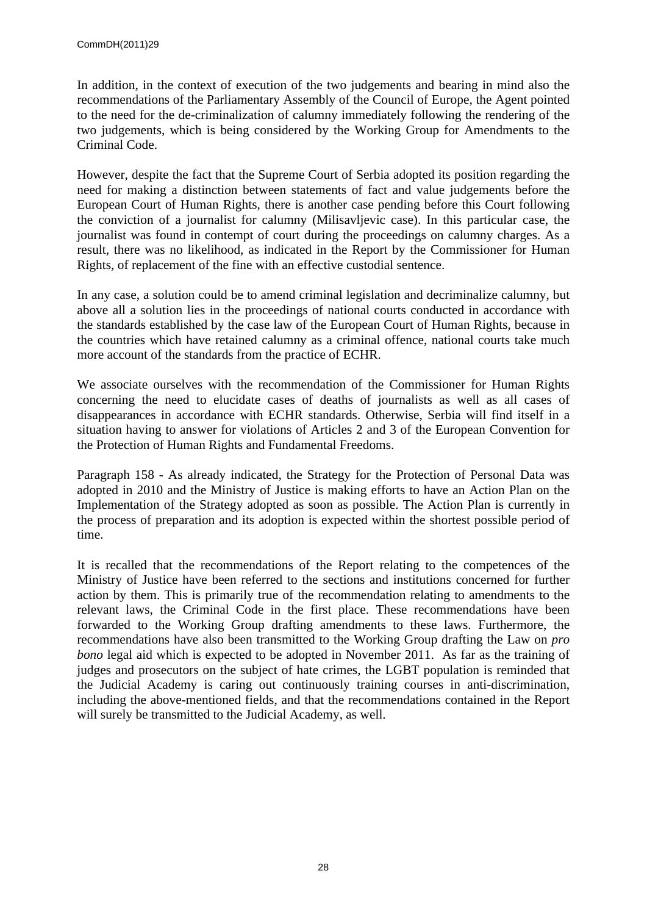In addition, in the context of execution of the two judgements and bearing in mind also the recommendations of the Parliamentary Assembly of the Council of Europe, the Agent pointed to the need for the de-criminalization of calumny immediately following the rendering of the two judgements, which is being considered by the Working Group for Amendments to the Criminal Code.

However, despite the fact that the Supreme Court of Serbia adopted its position regarding the need for making a distinction between statements of fact and value judgements before the European Court of Human Rights, there is another case pending before this Court following the conviction of a journalist for calumny (Milisavljevic case). In this particular case, the journalist was found in contempt of court during the proceedings on calumny charges. As a result, there was no likelihood, as indicated in the Report by the Commissioner for Human Rights, of replacement of the fine with an effective custodial sentence.

In any case, a solution could be to amend criminal legislation and decriminalize calumny, but above all a solution lies in the proceedings of national courts conducted in accordance with the standards established by the case law of the European Court of Human Rights, because in the countries which have retained calumny as a criminal offence, national courts take much more account of the standards from the practice of ECHR.

We associate ourselves with the recommendation of the Commissioner for Human Rights concerning the need to elucidate cases of deaths of journalists as well as all cases of disappearances in accordance with ECHR standards. Otherwise, Serbia will find itself in a situation having to answer for violations of Articles 2 and 3 of the European Convention for the Protection of Human Rights and Fundamental Freedoms.

Paragraph 158 - As already indicated, the Strategy for the Protection of Personal Data was adopted in 2010 and the Ministry of Justice is making efforts to have an Action Plan on the Implementation of the Strategy adopted as soon as possible. The Action Plan is currently in the process of preparation and its adoption is expected within the shortest possible period of time.

It is recalled that the recommendations of the Report relating to the competences of the Ministry of Justice have been referred to the sections and institutions concerned for further action by them. This is primarily true of the recommendation relating to amendments to the relevant laws, the Criminal Code in the first place. These recommendations have been forwarded to the Working Group drafting amendments to these laws. Furthermore, the recommendations have also been transmitted to the Working Group drafting the Law on *pro bono* legal aid which is expected to be adopted in November 2011. As far as the training of judges and prosecutors on the subject of hate crimes, the LGBT population is reminded that the Judicial Academy is caring out continuously training courses in anti-discrimination, including the above-mentioned fields, and that the recommendations contained in the Report will surely be transmitted to the Judicial Academy, as well.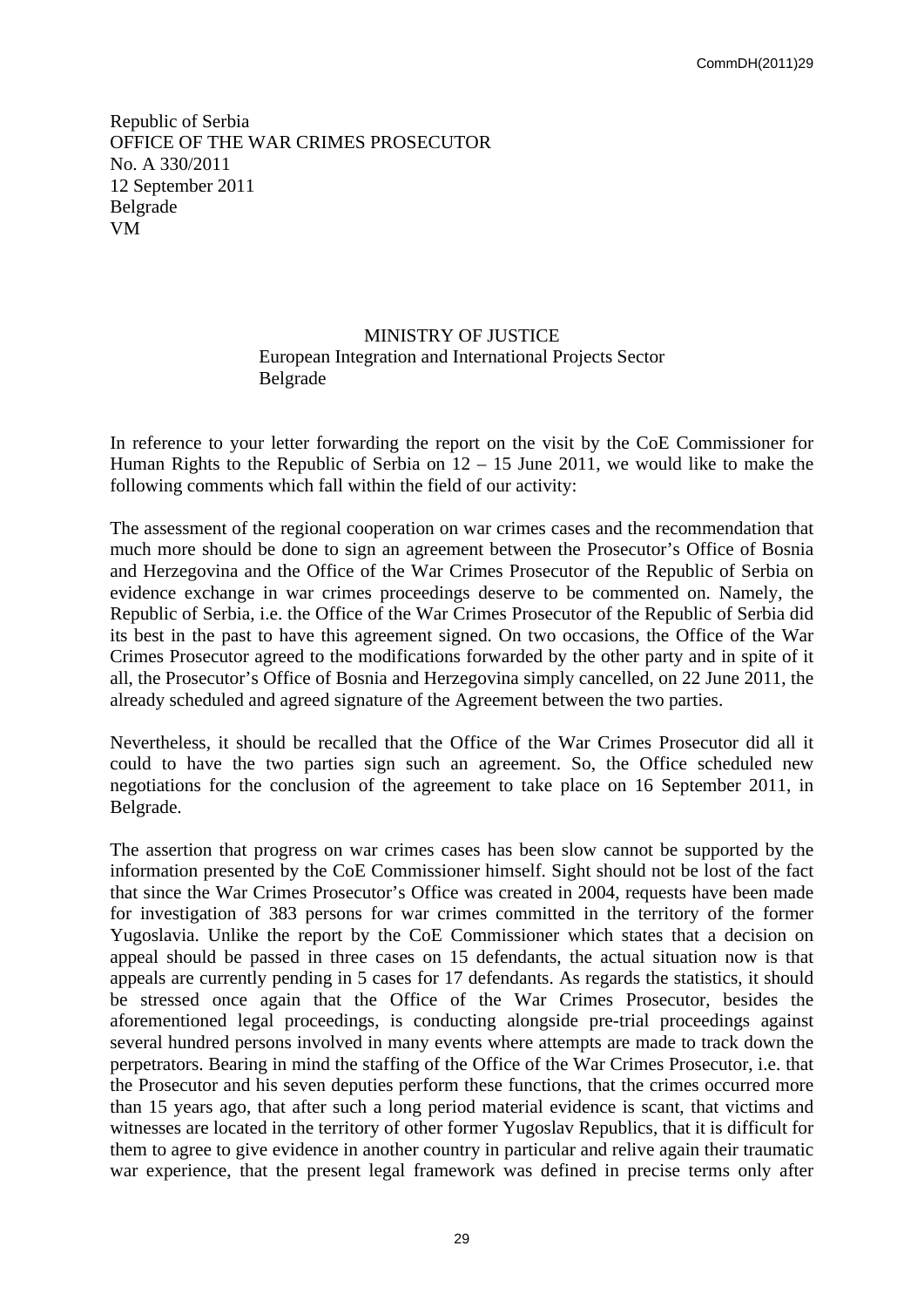Republic of Serbia
OFFICE OF THE WAR CRIMES PROSECUTOR
No. A 330/2011
12 September 2011
Belgrade
VM

MINISTRY OF JUSTICE
European Integration and International Projects Sector
Belgrade

In reference to your letter forwarding the report on the visit by the CoE Commissioner for Human Rights to the Republic of Serbia on 12 – 15 June 2011, we would like to make the following comments which fall within the field of our activity:

The assessment of the regional cooperation on war crimes cases and the recommendation that much more should be done to sign an agreement between the Prosecutor's Office of Bosnia and Herzegovina and the Office of the War Crimes Prosecutor of the Republic of Serbia on evidence exchange in war crimes proceedings deserve to be commented on. Namely, the Republic of Serbia, i.e. the Office of the War Crimes Prosecutor of the Republic of Serbia did its best in the past to have this agreement signed. On two occasions, the Office of the War Crimes Prosecutor agreed to the modifications forwarded by the other party and in spite of it all, the Prosecutor's Office of Bosnia and Herzegovina simply cancelled, on 22 June 2011, the already scheduled and agreed signature of the Agreement between the two parties.

Nevertheless, it should be recalled that the Office of the War Crimes Prosecutor did all it could to have the two parties sign such an agreement. So, the Office scheduled new negotiations for the conclusion of the agreement to take place on 16 September 2011, in Belgrade.

The assertion that progress on war crimes cases has been slow cannot be supported by the information presented by the CoE Commissioner himself. Sight should not be lost of the fact that since the War Crimes Prosecutor's Office was created in 2004, requests have been made for investigation of 383 persons for war crimes committed in the territory of the former Yugoslavia. Unlike the report by the CoE Commissioner which states that a decision on appeal should be passed in three cases on 15 defendants, the actual situation now is that appeals are currently pending in 5 cases for 17 defendants. As regards the statistics, it should be stressed once again that the Office of the War Crimes Prosecutor, besides the aforementioned legal proceedings, is conducting alongside pre-trial proceedings against several hundred persons involved in many events where attempts are made to track down the perpetrators. Bearing in mind the staffing of the Office of the War Crimes Prosecutor, i.e. that the Prosecutor and his seven deputies perform these functions, that the crimes occurred more than 15 years ago, that after such a long period material evidence is scant, that victims and witnesses are located in the territory of other former Yugoslav Republics, that it is difficult for them to agree to give evidence in another country in particular and relive again their traumatic war experience, that the present legal framework was defined in precise terms only after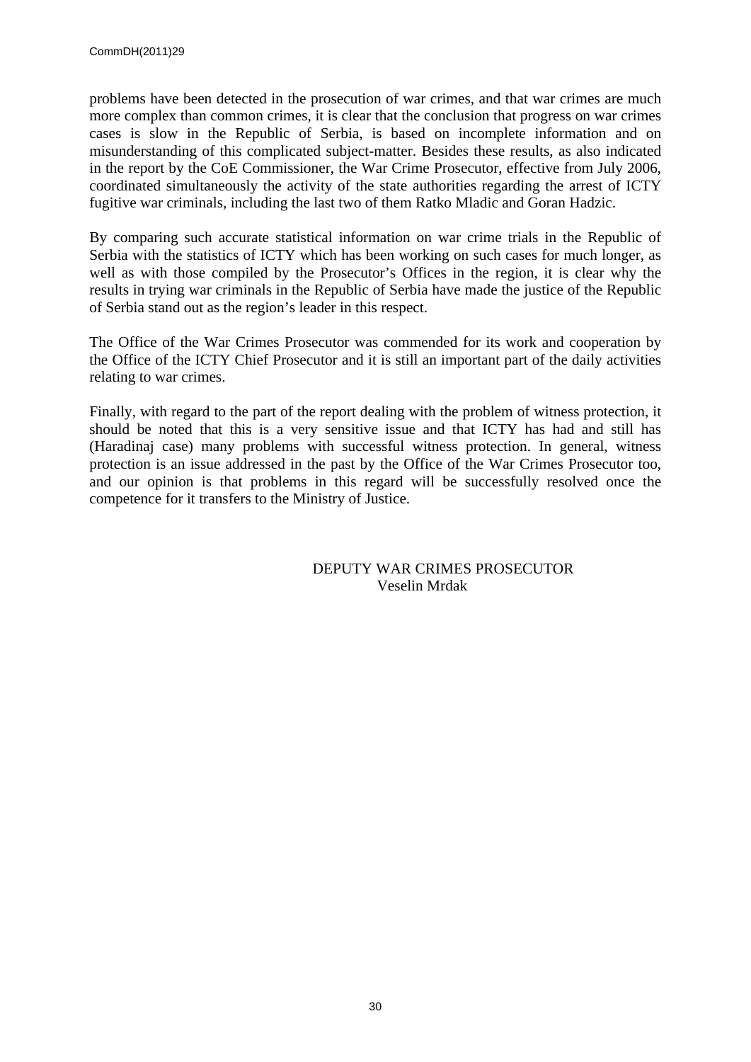problems have been detected in the prosecution of war crimes, and that war crimes are much more complex than common crimes, it is clear that the conclusion that progress on war crimes cases is slow in the Republic of Serbia, is based on incomplete information and on misunderstanding of this complicated subject-matter. Besides these results, as also indicated in the report by the CoE Commissioner, the War Crime Prosecutor, effective from July 2006, coordinated simultaneously the activity of the state authorities regarding the arrest of ICTY fugitive war criminals, including the last two of them Ratko Mladic and Goran Hadzic.

By comparing such accurate statistical information on war crime trials in the Republic of Serbia with the statistics of ICTY which has been working on such cases for much longer, as well as with those compiled by the Prosecutor's Offices in the region, it is clear why the results in trying war criminals in the Republic of Serbia have made the justice of the Republic of Serbia stand out as the region's leader in this respect.

The Office of the War Crimes Prosecutor was commended for its work and cooperation by the Office of the ICTY Chief Prosecutor and it is still an important part of the daily activities relating to war crimes.

Finally, with regard to the part of the report dealing with the problem of witness protection, it should be noted that this is a very sensitive issue and that ICTY has had and still has (Haradinaj case) many problems with successful witness protection. In general, witness protection is an issue addressed in the past by the Office of the War Crimes Prosecutor too, and our opinion is that problems in this regard will be successfully resolved once the competence for it transfers to the Ministry of Justice.

DEPUTY WAR CRIMES PROSECUTOR
Veselin Mrdak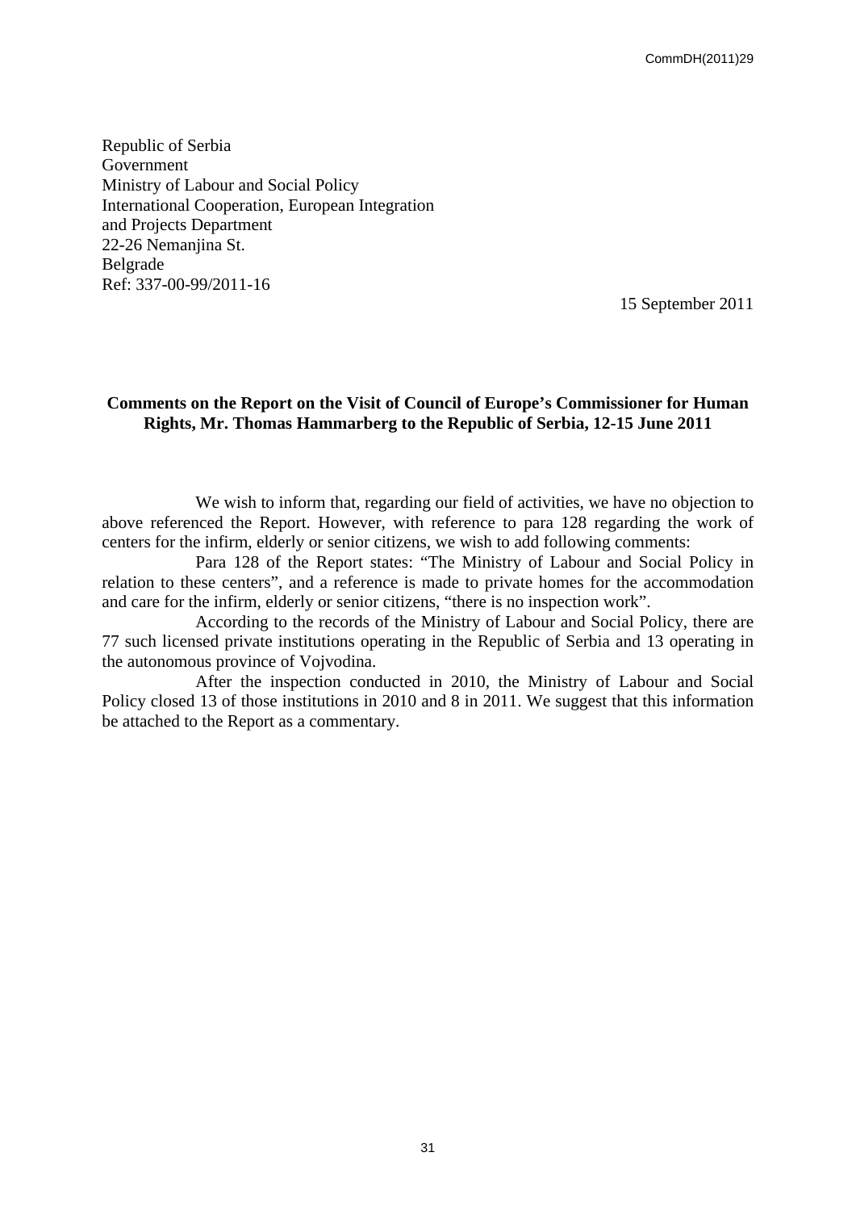Republic of Serbia
Government
Ministry of Labour and Social Policy
International Cooperation, European Integration
and Projects Department
22-26 Nemanjina St.
Belgrade
Ref: 337-00-99/2011-16

15 September 2011

**Comments on the Report on the Visit of Council of Europe's Commissioner for Human Rights, Mr. Thomas Hammarberg to the Republic of Serbia, 12-15 June 2011**

We wish to inform that, regarding our field of activities, we have no objection to above referenced the Report. However, with reference to para 128 regarding the work of centers for the infirm, elderly or senior citizens, we wish to add following comments:

Para 128 of the Report states: "The Ministry of Labour and Social Policy in relation to these centers", and a reference is made to private homes for the accommodation and care for the infirm, elderly or senior citizens, "there is no inspection work".

According to the records of the Ministry of Labour and Social Policy, there are 77 such licensed private institutions operating in the Republic of Serbia and 13 operating in the autonomous province of Vojvodina.

After the inspection conducted in 2010, the Ministry of Labour and Social Policy closed 13 of those institutions in 2010 and 8 in 2011. We suggest that this information be attached to the Report as a commentary.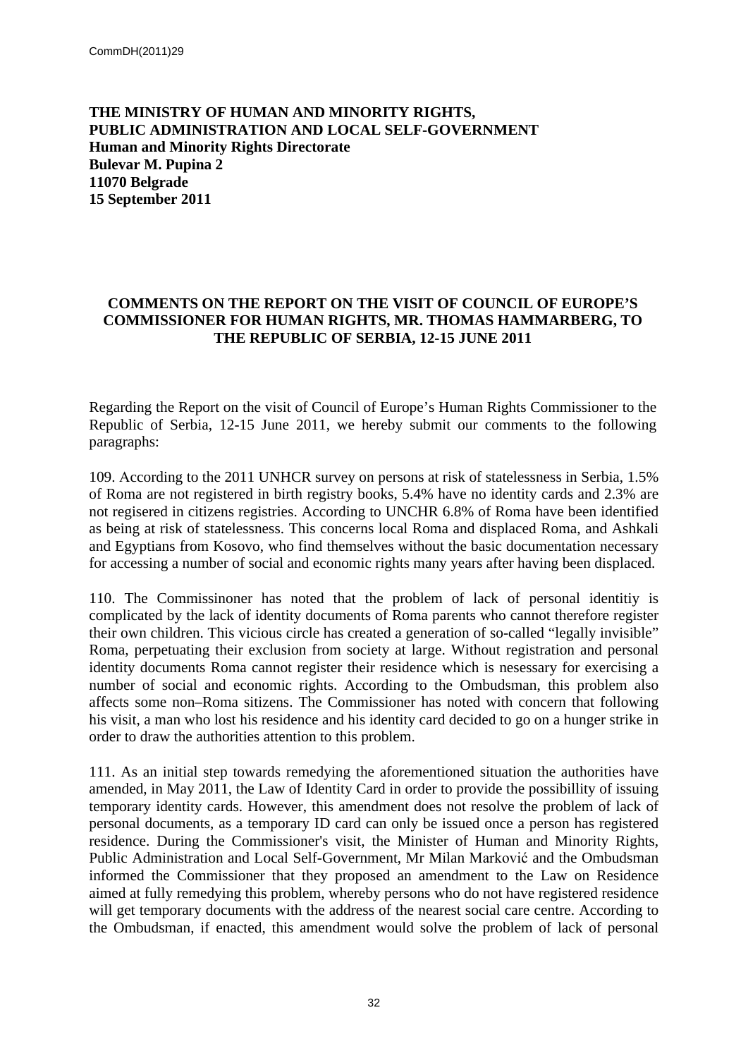**THE MINISTRY OF HUMAN AND MINORITY RIGHTS,**
**PUBLIC ADMINISTRATION AND LOCAL SELF-GOVERNMENT**
**Human and Minority Rights Directorate**
**Bulevar M. Pupina 2**
**11070 Belgrade**
**15 September 2011**

**COMMENTS ON THE REPORT ON THE VISIT OF COUNCIL OF EUROPE'S COMMISSIONER FOR HUMAN RIGHTS, MR. THOMAS HAMMARBERG, TO THE REPUBLIC OF SERBIA, 12-15 JUNE 2011**

Regarding the Report on the visit of Council of Europe's Human Rights Commissioner to the Republic of Serbia, 12-15 June 2011, we hereby submit our comments to the following paragraphs:

109. According to the 2011 UNHCR survey on persons at risk of statelessness in Serbia, 1.5% of Roma are not registered in birth registry books, 5.4% have no identity cards and 2.3% are not regisered in citizens registries. According to UNCHR 6.8% of Roma have been identified as being at risk of statelessness. This concerns local Roma and displaced Roma, and Ashkali and Egyptians from Kosovo, who find themselves without the basic documentation necessary for accessing a number of social and economic rights many years after having been displaced.

110. The Commissinoner has noted that the problem of lack of personal identitiy is complicated by the lack of identity documents of Roma parents who cannot therefore register their own children. This vicious circle has created a generation of so-called "legally invisible" Roma, perpetuating their exclusion from society at large. Without registration and personal identity documents Roma cannot register their residence which is nesessary for exercising a number of social and economic rights. According to the Ombudsman, this problem also affects some non–Roma sitizens. The Commissioner has noted with concern that following his visit, a man who lost his residence and his identity card decided to go on a hunger strike in order to draw the authorities attention to this problem.

111. As an initial step towards remedying the aforementioned situation the authorities have amended, in May 2011, the Law of Identity Card in order to provide the possibillity of issuing temporary identity cards. However, this amendment does not resolve the problem of lack of personal documents, as a temporary ID card can only be issued once a person has registered residence. During the Commissioner's visit, the Minister of Human and Minority Rights, Public Administration and Local Self-Government, Mr Milan Marković and the Ombudsman informed the Commissioner that they proposed an amendment to the Law on Residence aimed at fully remedying this problem, whereby persons who do not have registered residence will get temporary documents with the address of the nearest social care centre. According to the Ombudsman, if enacted, this amendment would solve the problem of lack of personal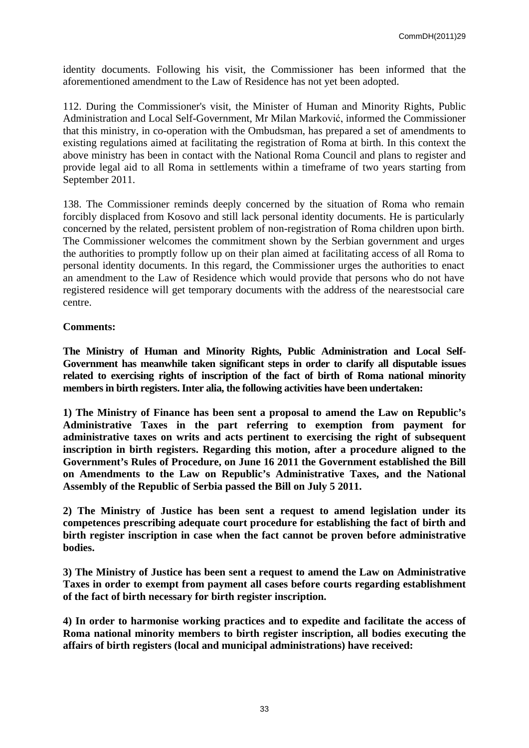identity documents. Following his visit, the Commissioner has been informed that the aforementioned amendment to the Law of Residence has not yet been adopted.

112. During the Commissioner's visit, the Minister of Human and Minority Rights, Public Administration and Local Self-Government, Mr Milan Marković, informed the Commissioner that this ministry, in co-operation with the Ombudsman, has prepared a set of amendments to existing regulations aimed at facilitating the registration of Roma at birth. In this context the above ministry has been in contact with the National Roma Council and plans to register and provide legal aid to all Roma in settlements within a timeframe of two years starting from September 2011.

138. The Commissioner reminds deeply concerned by the situation of Roma who remain forcibly displaced from Kosovo and still lack personal identity documents. He is particularly concerned by the related, persistent problem of non-registration of Roma children upon birth. The Commissioner welcomes the commitment shown by the Serbian government and urges the authorities to promptly follow up on their plan aimed at facilitating access of all Roma to personal identity documents. In this regard, the Commissioner urges the authorities to enact an amendment to the Law of Residence which would provide that persons who do not have registered residence will get temporary documents with the address of the nearestsocial care centre.

**Comments:**

**The Ministry of Human and Minority Rights, Public Administration and Local Self-Government has meanwhile taken significant steps in order to clarify all disputable issues related to exercising rights of inscription of the fact of birth of Roma national minority members in birth registers. Inter alia, the following activities have been undertaken:**

**1) The Ministry of Finance has been sent a proposal to amend the Law on Republic's Administrative Taxes in the part referring to exemption from payment for administrative taxes on writs and acts pertinent to exercising the right of subsequent inscription in birth registers. Regarding this motion, after a procedure aligned to the Government's Rules of Procedure, on June 16 2011 the Government established the Bill on Amendments to the Law on Republic's Administrative Taxes, and the National Assembly of the Republic of Serbia passed the Bill on July 5 2011.**

**2) The Ministry of Justice has been sent a request to amend legislation under its competences prescribing adequate court procedure for establishing the fact of birth and birth register inscription in case when the fact cannot be proven before administrative bodies.**

**3) The Ministry of Justice has been sent a request to amend the Law on Administrative Taxes in order to exempt from payment all cases before courts regarding establishment of the fact of birth necessary for birth register inscription.**

**4) In order to harmonise working practices and to expedite and facilitate the access of Roma national minority members to birth register inscription, all bodies executing the affairs of birth registers (local and municipal administrations) have received:**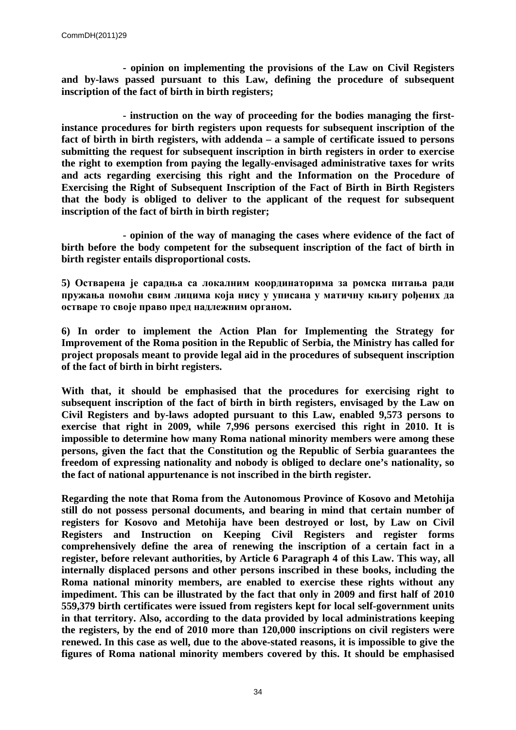**- opinion on implementing the provisions of the Law on Civil Registers and by-laws passed pursuant to this Law, defining the procedure of subsequent inscription of the fact of birth in birth registers;**

**- instruction on the way of proceeding for the bodies managing the first-instance procedures for birth registers upon requests for subsequent inscription of the fact of birth in birth registers, with addenda – a sample of certificate issued to persons submitting the request for subsequent inscription in birth registers in order to exercise the right to exemption from paying the legally-envisaged administrative taxes for writs and acts regarding exercising this right and the Information on the Procedure of Exercising the Right of Subsequent Inscription of the Fact of Birth in Birth Registers that the body is obliged to deliver to the applicant of the request for subsequent inscription of the fact of birth in birth register;**

**- opinion of the way of managing the cases where evidence of the fact of birth before the body competent for the subsequent inscription of the fact of birth in birth register entails disproportional costs.**

**5) Остварена је сарадња са локалним координаторима за ромска питања ради пружања помоћи свим лицима која нису у уписана у матичну књигу рођених да остваре то своје право пред надлежним органом.**

**6) In order to implement the Action Plan for Implementing the Strategy for Improvement of the Roma position in the Republic of Serbia, the Ministry has called for project proposals meant to provide legal aid in the procedures of subsequent inscription of the fact of birth in birht registers.**

**With that, it should be emphasised that the procedures for exercising right to subsequent inscription of the fact of birth in birth registers, envisaged by the Law on Civil Registers and by-laws adopted pursuant to this Law, enabled 9,573 persons to exercise that right in 2009, while 7,996 persons exercised this right in 2010. It is impossible to determine how many Roma national minority members were among these persons, given the fact that the Constitution og the Republic of Serbia guarantees the freedom of expressing nationality and nobody is obliged to declare one's nationality, so the fact of national appurtenance is not inscribed in the birth register.**

**Regarding the note that Roma from the Autonomous Province of Kosovo and Metohija still do not possess personal documents, and bearing in mind that certain number of registers for Kosovo and Metohija have been destroyed or lost, by Law on Civil Registers and Instruction on Keeping Civil Registers and register forms comprehensively define the area of renewing the inscription of a certain fact in a register, before relevant authorities, by Article 6 Paragraph 4 of this Law. This way, all internally displaced persons and other persons inscribed in these books, including the Roma national minority members, are enabled to exercise these rights without any impediment. This can be illustrated by the fact that only in 2009 and first half of 2010 559,379 birth certificates were issued from registers kept for local self-government units in that territory. Also, according to the data provided by local administrations keeping the registers, by the end of 2010 more than 120,000 inscriptions on civil registers were renewed. In this case as well, due to the above-stated reasons, it is impossible to give the figures of Roma national minority members covered by this. It should be emphasised**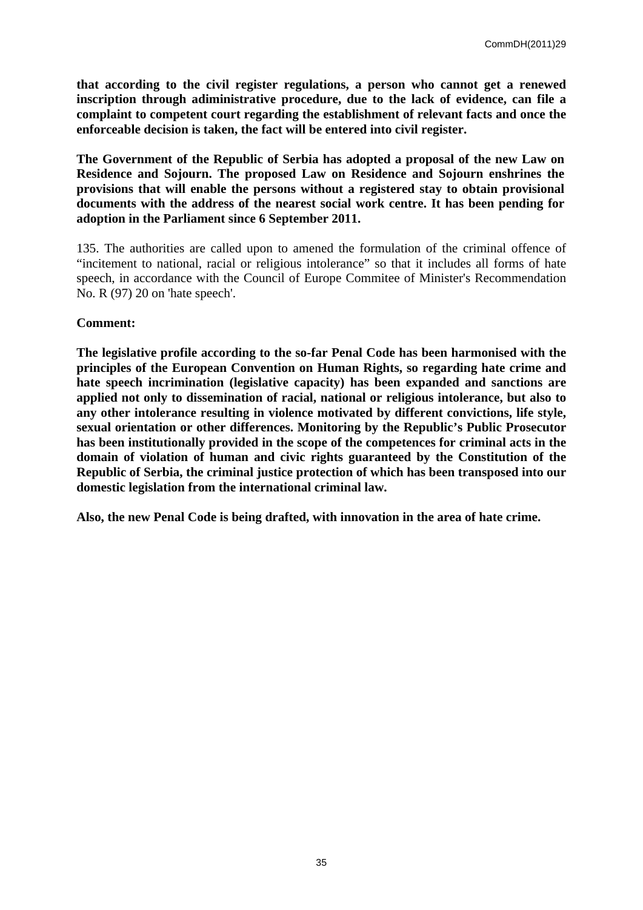**that according to the civil register regulations, a person who cannot get a renewed inscription through adiministrative procedure, due to the lack of evidence, can file a complaint to competent court regarding the establishment of relevant facts and once the enforceable decision is taken, the fact will be entered into civil register.**

**The Government of the Republic of Serbia has adopted a proposal of the new Law on Residence and Sojourn. The proposed Law on Residence and Sojourn enshrines the provisions that will enable the persons without a registered stay to obtain provisional documents with the address of the nearest social work centre. It has been pending for adoption in the Parliament since 6 September 2011.**

135. The authorities are called upon to amened the formulation of the criminal offence of "incitement to national, racial or religious intolerance" so that it includes all forms of hate speech, in accordance with the Council of Europe Commitee of Minister's Recommendation No. R (97) 20 on 'hate speech'.

**Comment:**

**The legislative profile according to the so-far Penal Code has been harmonised with the principles of the European Convention on Human Rights, so regarding hate crime and hate speech incrimination (legislative capacity) has been expanded and sanctions are applied not only to dissemination of racial, national or religious intolerance, but also to any other intolerance resulting in violence motivated by different convictions, life style, sexual orientation or other differences. Monitoring by the Republic's Public Prosecutor has been institutionally provided in the scope of the competences for criminal acts in the domain of violation of human and civic rights guaranteed by the Constitution of the Republic of Serbia, the criminal justice protection of which has been transposed into our domestic legislation from the international criminal law.**

**Also, the new Penal Code is being drafted, with innovation in the area of hate crime.**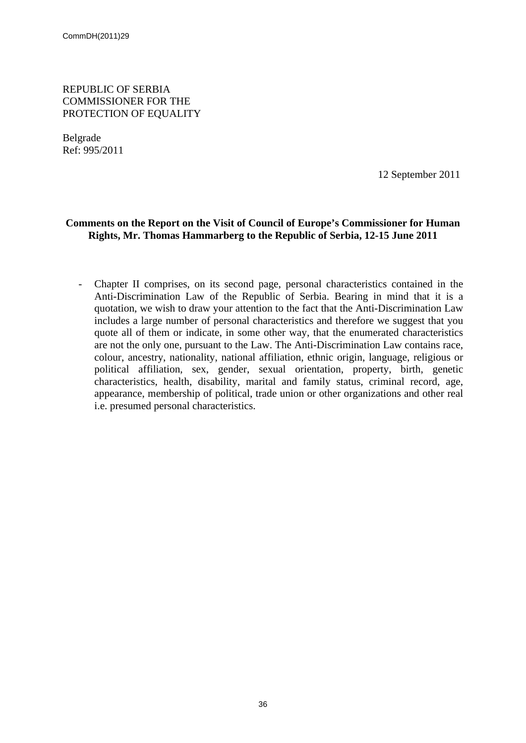REPUBLIC OF SERBIA
COMMISSIONER FOR THE
PROTECTION OF EQUALITY

Belgrade
Ref: 995/2011

12 September 2011

**Comments on the Report on the Visit of Council of Europe's Commissioner for Human Rights, Mr. Thomas Hammarberg to the Republic of Serbia, 12-15 June 2011**

- Chapter II comprises, on its second page, personal characteristics contained in the Anti-Discrimination Law of the Republic of Serbia. Bearing in mind that it is a quotation, we wish to draw your attention to the fact that the Anti-Discrimination Law includes a large number of personal characteristics and therefore we suggest that you quote all of them or indicate, in some other way, that the enumerated characteristics are not the only one, pursuant to the Law. The Anti-Discrimination Law contains race, colour, ancestry, nationality, national affiliation, ethnic origin, language, religious or political affiliation, sex, gender, sexual orientation, property, birth, genetic characteristics, health, disability, marital and family status, criminal record, age, appearance, membership of political, trade union or other organizations and other real i.e. presumed personal characteristics.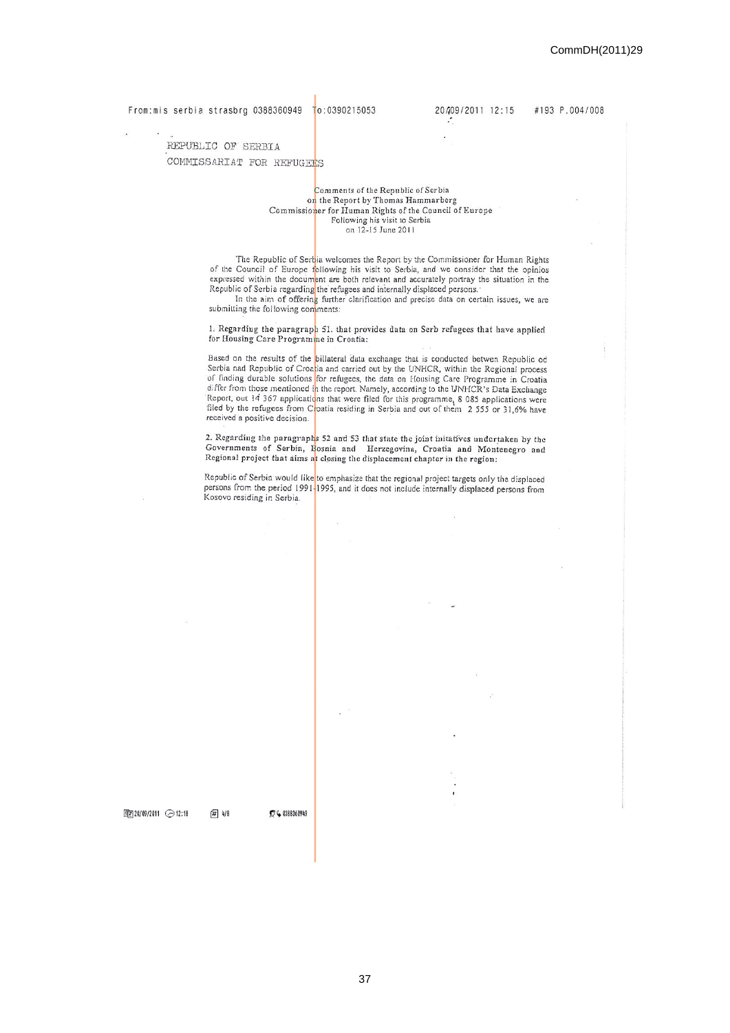From:mis serbia strasbrg 0388360949 To:0390215053 20/09/2011 12:15 #193 P.004/008

REPUBLIC OF SERBIA

COMMISSARIAT FOR REFUGEES

Comments of the Republic of Serbia
on the Report by Thomas Hammarberg
Commissioner for Human Rights of the Council of Europe
Following his visit to Serbia
on 12-15 June 2011

The Republic of Serbia welcomes the Report by the Commissioner for Human Rights of the Council of Europe following his visit to Serbia, and we consider that the opinios expressed within the document are both relevant and accurately portray the situation in the Republic of Serbia regarding the refugees and internally displaced persons.

In the aim of offering further clarification and precise data on certain issues, we are submitting the following comments:

**1. Regarding the paragraph 51. that provides data on Serb refugees that have applied for Housing Care Programme in Croatia:**

Based on the results of the billateral data exchange that is conducted betwen Republic od Serbia nad Republic of Croatia and carried out by the UNHCR, within the Regional process of finding durable solutions for refugees, the data on Housing Care Programme in Croatia differ from those mentioned in the report. Namely, according to the UNHCR's Data Exchange Report, out 14 367 applications that were filed for this programme, 8 085 applications were filed by the refugees from Croatia residing in Serbia and out of them 2 555 or 31,6% have received a positive decision.

**2. Regarding the paragraphs 52 and 53 that state the joint initatives undertaken by the Governments of Serbia, Bosnia and Herzegovina, Croatia and Montenegro and Regional project that aims at closing the displacement chapter in the region:**

Republic of Serbia would like to emphasize that the regional project targets only the displaced persons from the period 1991-1995, and it does not include internally displaced persons from Kosovo residing in Serbia.

20/09/2011 12:18 4/8 0388360949